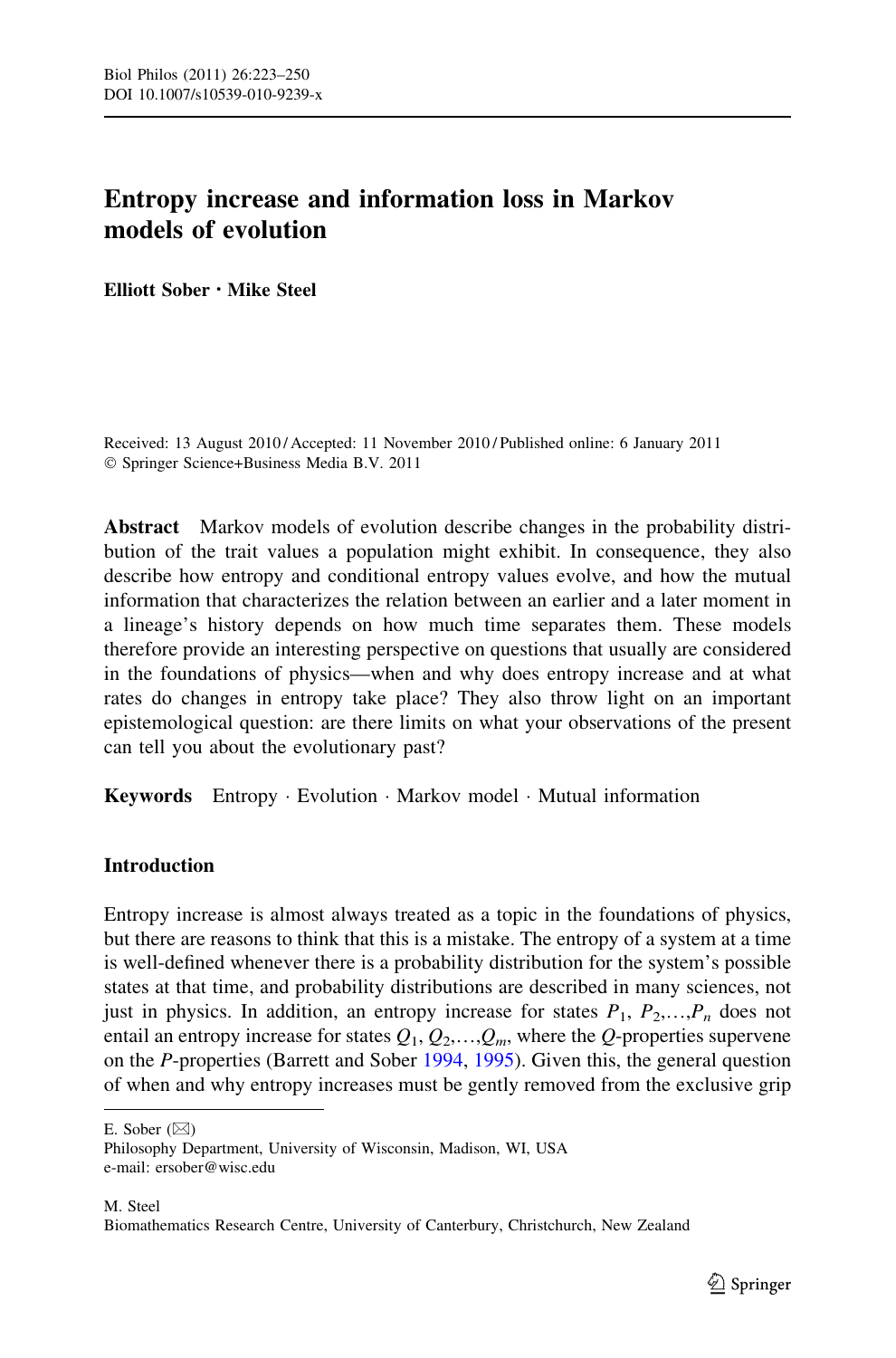# Entropy increase and information loss in Markov models of evolution

**Elliott Sober · Mike Steel**

Received: 13 August 2010 / Accepted: 11 November 2010 / Published online: 6 January 2011
© Springer Science+Business Media B.V. 2011

**Abstract** Markov models of evolution describe changes in the probability distribution of the trait values a population might exhibit. In consequence, they also describe how entropy and conditional entropy values evolve, and how the mutual information that characterizes the relation between an earlier and a later moment in a lineage's history depends on how much time separates them. These models therefore provide an interesting perspective on questions that usually are considered in the foundations of physics—when and why does entropy increase and at what rates do changes in entropy take place? They also throw light on an important epistemological question: are there limits on what your observations of the present can tell you about the evolutionary past?

**Keywords** Entropy · Evolution · Markov model · Mutual information

## Introduction

Entropy increase is almost always treated as a topic in the foundations of physics, but there are reasons to think that this is a mistake. The entropy of a system at a time is well-defined whenever there is a probability distribution for the system's possible states at that time, and probability distributions are described in many sciences, not just in physics. In addition, an entropy increase for states $P_1, P_2, \ldots, P_n$ does not entail an entropy increase for states $Q_1, Q_2, \ldots, Q_m$, where the $Q$-properties supervene on the $P$-properties (Barrett and Sober 1994, 1995). Given this, the general question of when and why entropy increases must be gently removed from the exclusive grip

E. Sober (✉)
Philosophy Department, University of Wisconsin, Madison, WI, USA
e-mail: ersober@wisc.edu

M. Steel
Biomathematics Research Centre, University of Canterbury, Christchurch, New Zealand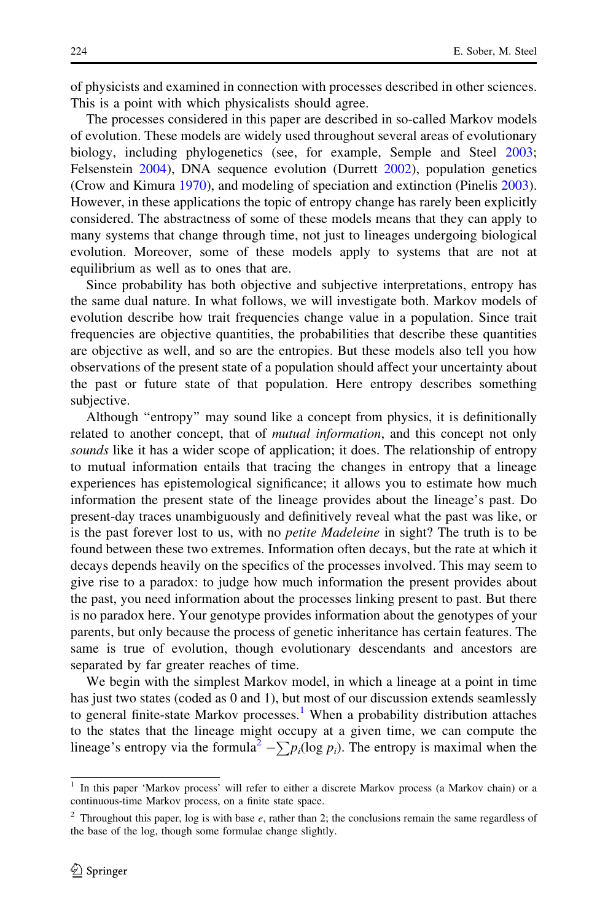of physicists and examined in connection with processes described in other sciences. This is a point with which physicalists should agree.

The processes considered in this paper are described in so-called Markov models of evolution. These models are widely used throughout several areas of evolutionary biology, including phylogenetics (see, for example, Semple and Steel 2003; Felsenstein 2004), DNA sequence evolution (Durrett 2002), population genetics (Crow and Kimura 1970), and modeling of speciation and extinction (Pinelis 2003). However, in these applications the topic of entropy change has rarely been explicitly considered. The abstractness of some of these models means that they can apply to many systems that change through time, not just to lineages undergoing biological evolution. Moreover, some of these models apply to systems that are not at equilibrium as well as to ones that are.

Since probability has both objective and subjective interpretations, entropy has the same dual nature. In what follows, we will investigate both. Markov models of evolution describe how trait frequencies change value in a population. Since trait frequencies are objective quantities, the probabilities that describe these quantities are objective as well, and so are the entropies. But these models also tell you how observations of the present state of a population should affect your uncertainty about the past or future state of that population. Here entropy describes something subjective.

Although "entropy" may sound like a concept from physics, it is definitionally related to another concept, that of *mutual information*, and this concept not only *sounds* like it has a wider scope of application; it does. The relationship of entropy to mutual information entails that tracing the changes in entropy that a lineage experiences has epistemological significance; it allows you to estimate how much information the present state of the lineage provides about the lineage's past. Do present-day traces unambiguously and definitively reveal what the past was like, or is the past forever lost to us, with no *petite Madeleine* in sight? The truth is to be found between these two extremes. Information often decays, but the rate at which it decays depends heavily on the specifics of the processes involved. This may seem to give rise to a paradox: to judge how much information the present provides about the past, you need information about the processes linking present to past. But there is no paradox here. Your genotype provides information about the genotypes of your parents, but only because the process of genetic inheritance has certain features. The same is true of evolution, though evolutionary descendants and ancestors are separated by far greater reaches of time.

We begin with the simplest Markov model, in which a lineage at a point in time has just two states (coded as 0 and 1), but most of our discussion extends seamlessly to general finite-state Markov processes.[1] When a probability distribution attaches to the states that the lineage might occupy at a given time, we can compute the lineage's entropy via the formula[2] $-\sum p_i(\log p_i)$. The entropy is maximal when the

---

[1] In this paper 'Markov process' will refer to either a discrete Markov process (a Markov chain) or a continuous-time Markov process, on a finite state space.

[2] Throughout this paper, log is with base $e$, rather than 2; the conclusions remain the same regardless of the base of the log, though some formulae change slightly.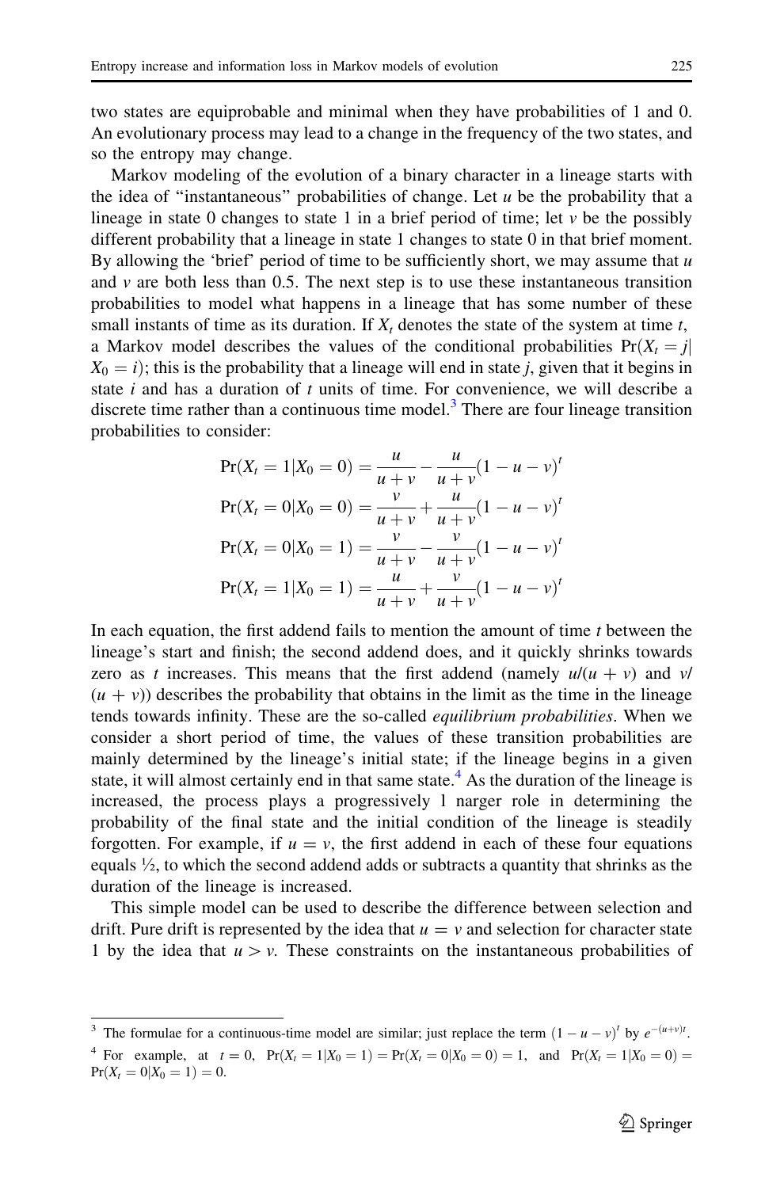two states are equiprobable and minimal when they have probabilities of 1 and 0. An evolutionary process may lead to a change in the frequency of the two states, and so the entropy may change.

Markov modeling of the evolution of a binary character in a lineage starts with the idea of "instantaneous" probabilities of change. Let $u$ be the probability that a lineage in state 0 changes to state 1 in a brief period of time; let $v$ be the possibly different probability that a lineage in state 1 changes to state 0 in that brief moment. By allowing the 'brief' period of time to be sufficiently short, we may assume that $u$ and $v$ are both less than 0.5. The next step is to use these instantaneous transition probabilities to model what happens in a lineage that has some number of these small instants of time as its duration. If $X_t$ denotes the state of the system at time $t$, a Markov model describes the values of the conditional probabilities $\Pr(X_t = j | X_0 = i)$; this is the probability that a lineage will end in state $j$, given that it begins in state $i$ and has a duration of $t$ units of time. For convenience, we will describe a discrete time rather than a continuous time model.[3] There are four lineage transition probabilities to consider:

$$
\begin{aligned}
\Pr(X_t = 1 | X_0 = 0) &= \frac{u}{u+v} - \frac{u}{u+v}(1-u-v)^t \\
\Pr(X_t = 0 | X_0 = 0) &= \frac{v}{u+v} + \frac{u}{u+v}(1-u-v)^t \\
\Pr(X_t = 0 | X_0 = 1) &= \frac{v}{u+v} - \frac{v}{u+v}(1-u-v)^t \\
\Pr(X_t = 1 | X_0 = 1) &= \frac{u}{u+v} + \frac{v}{u+v}(1-u-v)^t
\end{aligned}
$$

In each equation, the first addend fails to mention the amount of time $t$ between the lineage's start and finish; the second addend does, and it quickly shrinks towards zero as $t$ increases. This means that the first addend (namely $u/(u + v)$ and $v/(u + v)$) describes the probability that obtains in the limit as the time in the lineage tends towards infinity. These are the so-called *equilibrium probabilities*. When we consider a short period of time, the values of these transition probabilities are mainly determined by the lineage's initial state; if the lineage begins in a given state, it will almost certainly end in that same state.[4] As the duration of the lineage is increased, the process plays a progressively l narger role in determining the probability of the final state and the initial condition of the lineage is steadily forgotten. For example, if $u = v$, the first addend in each of these four equations equals ½, to which the second addend adds or subtracts a quantity that shrinks as the duration of the lineage is increased.

This simple model can be used to describe the difference between selection and drift. Pure drift is represented by the idea that $u = v$ and selection for character state 1 by the idea that $u > v$. These constraints on the instantaneous probabilities of

---

[3] The formulae for a continuous-time model are similar; just replace the term $(1 - u - v)^t$ by $e^{-(u+v)t}$.

[4] For example, at $t = 0$, $\Pr(X_t = 1 | X_0 = 1) = \Pr(X_t = 0 | X_0 = 0) = 1$, and $\Pr(X_t = 1 | X_0 = 0) = \Pr(X_t = 0 | X_0 = 1) = 0$.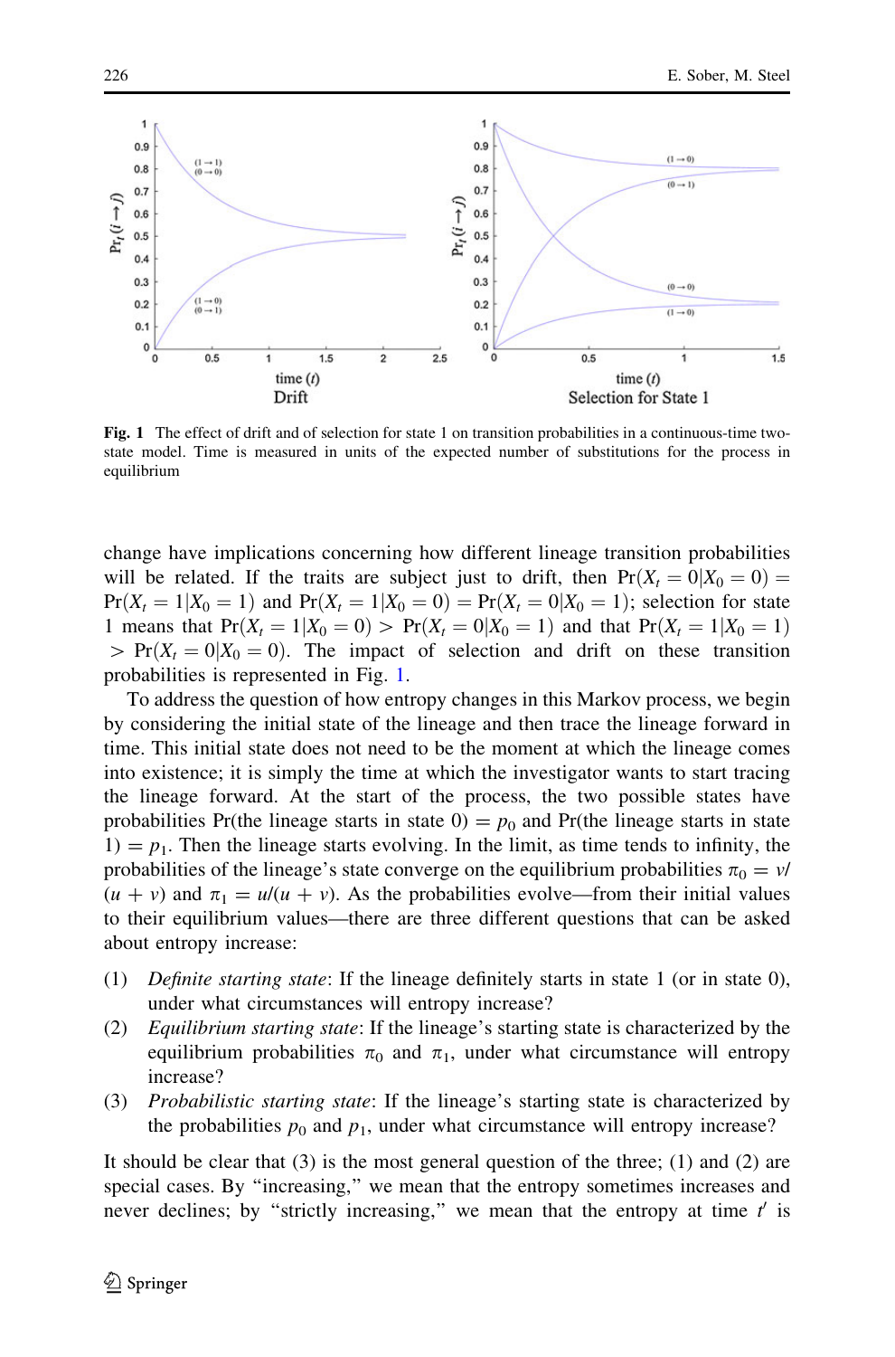Fig. 1 The effect of drift and of selection for state 1 on transition probabilities in a continuous-time two-state model. Time is measured in units of the expected number of substitutions for the process in equilibrium

change have implications concerning how different lineage transition probabilities will be related. If the traits are subject just to drift, then $\Pr(X_t = 0|X_0 = 0) = \Pr(X_t = 1|X_0 = 1)$ and $\Pr(X_t = 1|X_0 = 0) = \Pr(X_t = 0|X_0 = 1)$; selection for state 1 means that $\Pr(X_t = 1|X_0 = 0) > \Pr(X_t = 0|X_0 = 1)$ and that $\Pr(X_t = 1|X_0 = 1) > \Pr(X_t = 0|X_0 = 0)$. The impact of selection and drift on these transition probabilities is represented in Fig. 1.

To address the question of how entropy changes in this Markov process, we begin by considering the initial state of the lineage and then trace the lineage forward in time. This initial state does not need to be the moment at which the lineage comes into existence; it is simply the time at which the investigator wants to start tracing the lineage forward. At the start of the process, the two possible states have probabilities Pr(the lineage starts in state 0) $= p_0$ and Pr(the lineage starts in state 1) $= p_1$. Then the lineage starts evolving. In the limit, as time tends to infinity, the probabilities of the lineage's state converge on the equilibrium probabilities $\pi_0 = v/(u + v)$ and $\pi_1 = u/(u + v)$. As the probabilities evolve—from their initial values to their equilibrium values—there are three different questions that can be asked about entropy increase:

(1) *Definite starting state*: If the lineage definitely starts in state 1 (or in state 0), under what circumstances will entropy increase?
(2) *Equilibrium starting state*: If the lineage's starting state is characterized by the equilibrium probabilities $\pi_0$ and $\pi_1$, under what circumstance will entropy increase?
(3) *Probabilistic starting state*: If the lineage's starting state is characterized by the probabilities $p_0$ and $p_1$, under what circumstance will entropy increase?

It should be clear that (3) is the most general question of the three; (1) and (2) are special cases. By "increasing," we mean that the entropy sometimes increases and never declines; by "strictly increasing," we mean that the entropy at time $t'$ is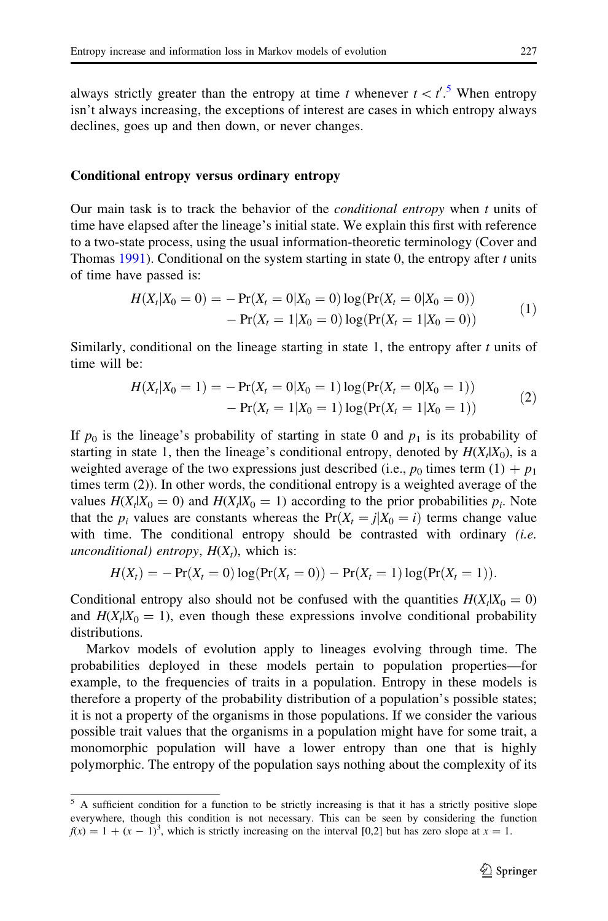always strictly greater than the entropy at time $t$ whenever $t < t'$.[5] When entropy isn't always increasing, the exceptions of interest are cases in which entropy always declines, goes up and then down, or never changes.

### Conditional entropy versus ordinary entropy

Our main task is to track the behavior of the *conditional entropy* when $t$ units of time have elapsed after the lineage's initial state. We explain this first with reference to a two-state process, using the usual information-theoretic terminology (Cover and Thomas 1991). Conditional on the system starting in state 0, the entropy after $t$ units of time have passed is:

$$
\begin{aligned}
H(X_t|X_0 = 0) = &- \Pr(X_t = 0|X_0 = 0)\log(\Pr(X_t = 0|X_0 = 0)) \\
&- \Pr(X_t = 1|X_0 = 0)\log(\Pr(X_t = 1|X_0 = 0))
\end{aligned}
\tag{1}
$$

Similarly, conditional on the lineage starting in state 1, the entropy after $t$ units of time will be:

$$
\begin{aligned}
H(X_t|X_0 = 1) = &- \Pr(X_t = 0|X_0 = 1)\log(\Pr(X_t = 0|X_0 = 1)) \\
&- \Pr(X_t = 1|X_0 = 1)\log(\Pr(X_t = 1|X_0 = 1))
\end{aligned}
\tag{2}
$$

If $p_0$ is the lineage's probability of starting in state 0 and $p_1$ is its probability of starting in state 1, then the lineage's conditional entropy, denoted by $H(X_t|X_0)$, is a weighted average of the two expressions just described (i.e., $p_0$ times term (1) + $p_1$ times term (2)). In other words, the conditional entropy is a weighted average of the values $H(X_t|X_0 = 0)$ and $H(X_t|X_0 = 1)$ according to the prior probabilities $p_i$. Note that the $p_i$ values are constants whereas the $\Pr(X_t = j|X_0 = i)$ terms change value with time. The conditional entropy should be contrasted with ordinary *(i.e. unconditional) entropy*, $H(X_t)$, which is:

$$
H(X_t) = -\Pr(X_t = 0)\log(\Pr(X_t = 0)) - \Pr(X_t = 1)\log(\Pr(X_t = 1)).
$$

Conditional entropy also should not be confused with the quantities $H(X_t|X_0 = 0)$ and $H(X_t|X_0 = 1)$, even though these expressions involve conditional probability distributions.

Markov models of evolution apply to lineages evolving through time. The probabilities deployed in these models pertain to population properties—for example, to the frequencies of traits in a population. Entropy in these models is therefore a property of the probability distribution of a population's possible states; it is not a property of the organisms in those populations. If we consider the various possible trait values that the organisms in a population might have for some trait, a monomorphic population will have a lower entropy than one that is highly polymorphic. The entropy of the population says nothing about the complexity of its

[5] A sufficient condition for a function to be strictly increasing is that it has a strictly positive slope everywhere, though this condition is not necessary. This can be seen by considering the function $f(x) = 1 + (x - 1)^3$, which is strictly increasing on the interval [0,2] but has zero slope at $x = 1$.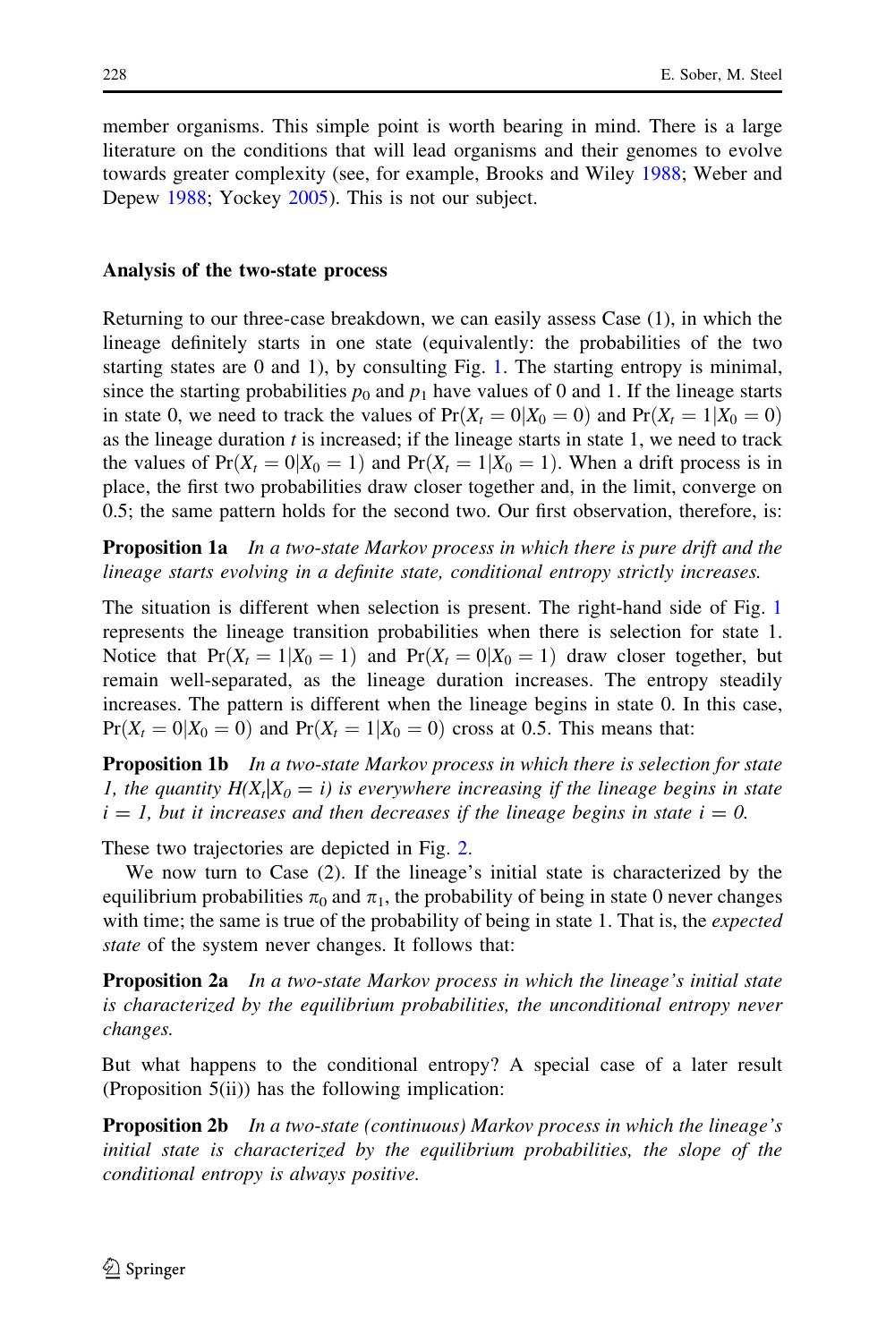member organisms. This simple point is worth bearing in mind. There is a large literature on the conditions that will lead organisms and their genomes to evolve towards greater complexity (see, for example, Brooks and Wiley 1988; Weber and Depew 1988; Yockey 2005). This is not our subject.

## Analysis of the two-state process

Returning to our three-case breakdown, we can easily assess Case (1), in which the lineage definitely starts in one state (equivalently: the probabilities of the two starting states are 0 and 1), by consulting Fig. 1. The starting entropy is minimal, since the starting probabilities $p_0$ and $p_1$ have values of 0 and 1. If the lineage starts in state 0, we need to track the values of $\Pr(X_t = 0|X_0 = 0)$ and $\Pr(X_t = 1|X_0 = 0)$ as the lineage duration $t$ is increased; if the lineage starts in state 1, we need to track the values of $\Pr(X_t = 0|X_0 = 1)$ and $\Pr(X_t = 1|X_0 = 1)$. When a drift process is in place, the first two probabilities draw closer together and, in the limit, converge on 0.5; the same pattern holds for the second two. Our first observation, therefore, is:

**Proposition 1a** *In a two-state Markov process in which there is pure drift and the lineage starts evolving in a definite state, conditional entropy strictly increases.*

The situation is different when selection is present. The right-hand side of Fig. 1 represents the lineage transition probabilities when there is selection for state 1. Notice that $\Pr(X_t = 1|X_0 = 1)$ and $\Pr(X_t = 0|X_0 = 1)$ draw closer together, but remain well-separated, as the lineage duration increases. The entropy steadily increases. The pattern is different when the lineage begins in state 0. In this case, $\Pr(X_t = 0|X_0 = 0)$ and $\Pr(X_t = 1|X_0 = 0)$ cross at 0.5. This means that:

**Proposition 1b** *In a two-state Markov process in which there is selection for state 1, the quantity $H(X_t|X_0 = i)$ is everywhere increasing if the lineage begins in state $i = 1$, but it increases and then decreases if the lineage begins in state $i = 0$.*

These two trajectories are depicted in Fig. 2.

We now turn to Case (2). If the lineage's initial state is characterized by the equilibrium probabilities $\pi_0$ and $\pi_1$, the probability of being in state 0 never changes with time; the same is true of the probability of being in state 1. That is, the *expected state* of the system never changes. It follows that:

**Proposition 2a** *In a two-state Markov process in which the lineage's initial state is characterized by the equilibrium probabilities, the unconditional entropy never changes.*

But what happens to the conditional entropy? A special case of a later result (Proposition 5(ii)) has the following implication:

**Proposition 2b** *In a two-state (continuous) Markov process in which the lineage's initial state is characterized by the equilibrium probabilities, the slope of the conditional entropy is always positive.*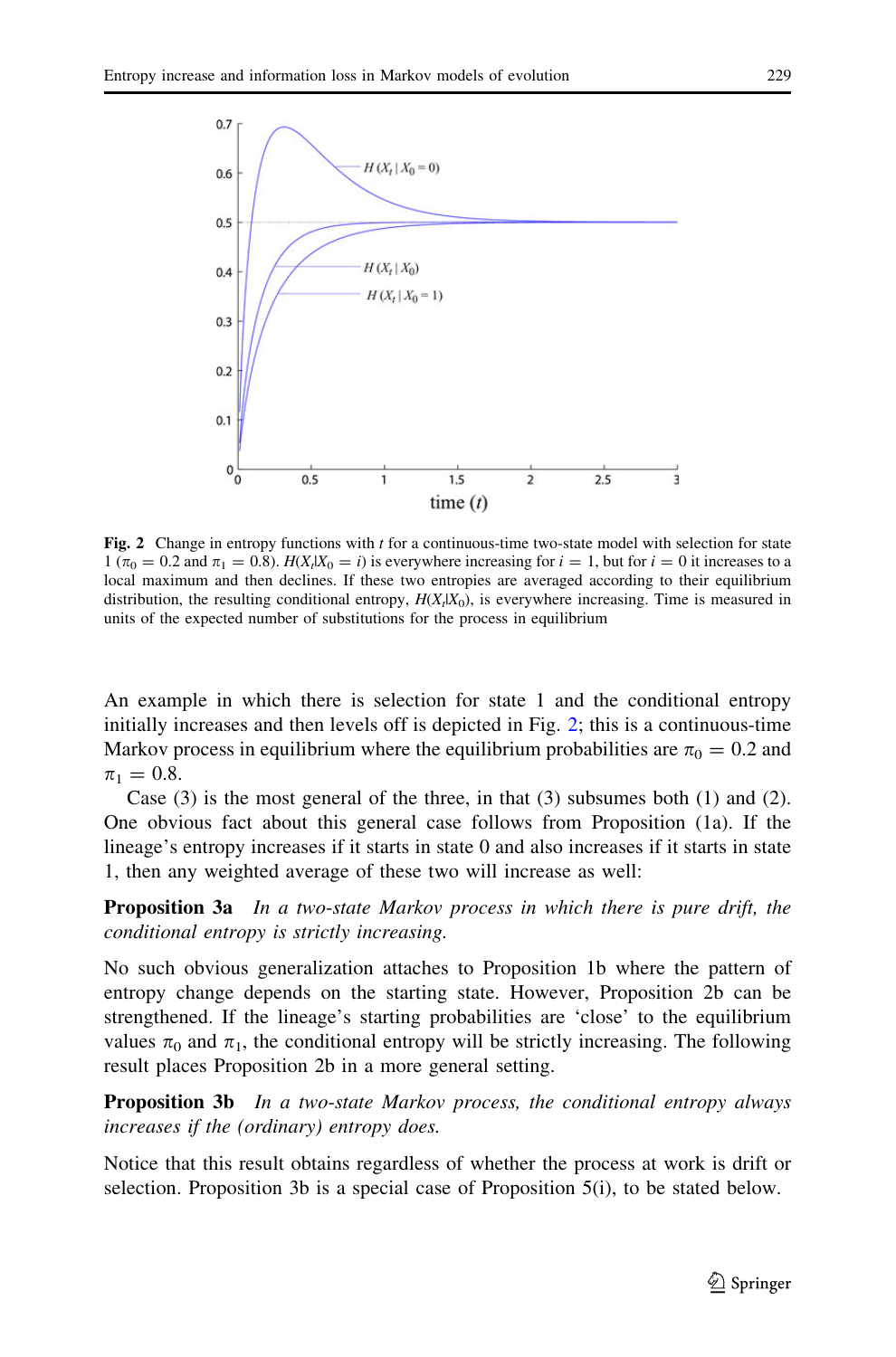**Fig. 2** Change in entropy functions with $t$ for a continuous-time two-state model with selection for state 1 ($\pi_0 = 0.2$ and $\pi_1 = 0.8$). $H(X_t|X_0 = i)$ is everywhere increasing for $i = 1$, but for $i = 0$ it increases to a local maximum and then declines. If these two entropies are averaged according to their equilibrium distribution, the resulting conditional entropy, $H(X_t|X_0)$, is everywhere increasing. Time is measured in units of the expected number of substitutions for the process in equilibrium

An example in which there is selection for state 1 and the conditional entropy initially increases and then levels off is depicted in Fig. 2; this is a continuous-time Markov process in equilibrium where the equilibrium probabilities are $\pi_0 = 0.2$ and $\pi_1 = 0.8$.

Case (3) is the most general of the three, in that (3) subsumes both (1) and (2). One obvious fact about this general case follows from Proposition (1a). If the lineage's entropy increases if it starts in state 0 and also increases if it starts in state 1, then any weighted average of these two will increase as well:

**Proposition 3a** *In a two-state Markov process in which there is pure drift, the conditional entropy is strictly increasing.*

No such obvious generalization attaches to Proposition 1b where the pattern of entropy change depends on the starting state. However, Proposition 2b can be strengthened. If the lineage's starting probabilities are 'close' to the equilibrium values $\pi_0$ and $\pi_1$, the conditional entropy will be strictly increasing. The following result places Proposition 2b in a more general setting.

**Proposition 3b** *In a two-state Markov process, the conditional entropy always increases if the (ordinary) entropy does.*

Notice that this result obtains regardless of whether the process at work is drift or selection. Proposition 3b is a special case of Proposition 5(i), to be stated below.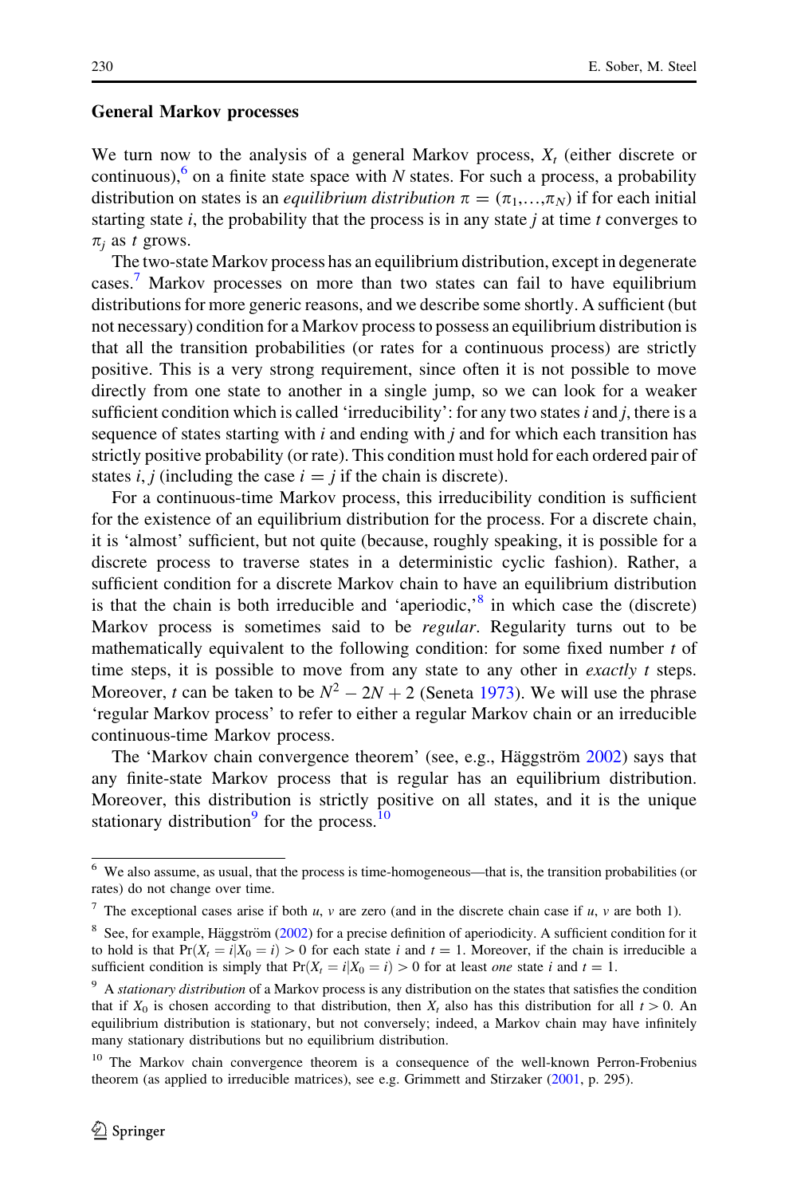### General Markov processes

We turn now to the analysis of a general Markov process, $X_t$ (either discrete or continuous),[6] on a finite state space with $N$ states. For such a process, a probability distribution on states is an *equilibrium distribution* $\pi = (\pi_1,\ldots,\pi_N)$ if for each initial starting state $i$, the probability that the process is in any state $j$ at time $t$ converges to $\pi_j$ as $t$ grows.

The two-state Markov process has an equilibrium distribution, except in degenerate cases.[7] Markov processes on more than two states can fail to have equilibrium distributions for more generic reasons, and we describe some shortly. A sufficient (but not necessary) condition for a Markov process to possess an equilibrium distribution is that all the transition probabilities (or rates for a continuous process) are strictly positive. This is a very strong requirement, since often it is not possible to move directly from one state to another in a single jump, so we can look for a weaker sufficient condition which is called 'irreducibility': for any two states $i$ and $j$, there is a sequence of states starting with $i$ and ending with $j$ and for which each transition has strictly positive probability (or rate). This condition must hold for each ordered pair of states $i$, $j$ (including the case $i = j$ if the chain is discrete).

For a continuous-time Markov process, this irreducibility condition is sufficient for the existence of an equilibrium distribution for the process. For a discrete chain, it is 'almost' sufficient, but not quite (because, roughly speaking, it is possible for a discrete process to traverse states in a deterministic cyclic fashion). Rather, a sufficient condition for a discrete Markov chain to have an equilibrium distribution is that the chain is both irreducible and 'aperiodic,'[8] in which case the (discrete) Markov process is sometimes said to be *regular*. Regularity turns out to be mathematically equivalent to the following condition: for some fixed number $t$ of time steps, it is possible to move from any state to any other in *exactly* $t$ steps. Moreover, $t$ can be taken to be $N^2 - 2N + 2$ (Seneta 1973). We will use the phrase 'regular Markov process' to refer to either a regular Markov chain or an irreducible continuous-time Markov process.

The 'Markov chain convergence theorem' (see, e.g., Häggström 2002) says that any finite-state Markov process that is regular has an equilibrium distribution. Moreover, this distribution is strictly positive on all states, and it is the unique stationary distribution[9] for the process.[10]

---

[6] We also assume, as usual, that the process is time-homogeneous—that is, the transition probabilities (or rates) do not change over time.

[7] The exceptional cases arise if both $u$, $v$ are zero (and in the discrete chain case if $u$, $v$ are both 1).

[8] See, for example, Häggström (2002) for a precise definition of aperiodicity. A sufficient condition for it to hold is that $\Pr(X_t = i|X_0 = i) > 0$ for each state $i$ and $t = 1$. Moreover, if the chain is irreducible a sufficient condition is simply that $\Pr(X_t = i|X_0 = i) > 0$ for at least *one* state $i$ and $t = 1$.

[9] A *stationary distribution* of a Markov process is any distribution on the states that satisfies the condition that if $X_0$ is chosen according to that distribution, then $X_t$ also has this distribution for all $t > 0$. An equilibrium distribution is stationary, but not conversely; indeed, a Markov chain may have infinitely many stationary distributions but no equilibrium distribution.

[10] The Markov chain convergence theorem is a consequence of the well-known Perron-Frobenius theorem (as applied to irreducible matrices), see e.g. Grimmett and Stirzaker (2001, p. 295).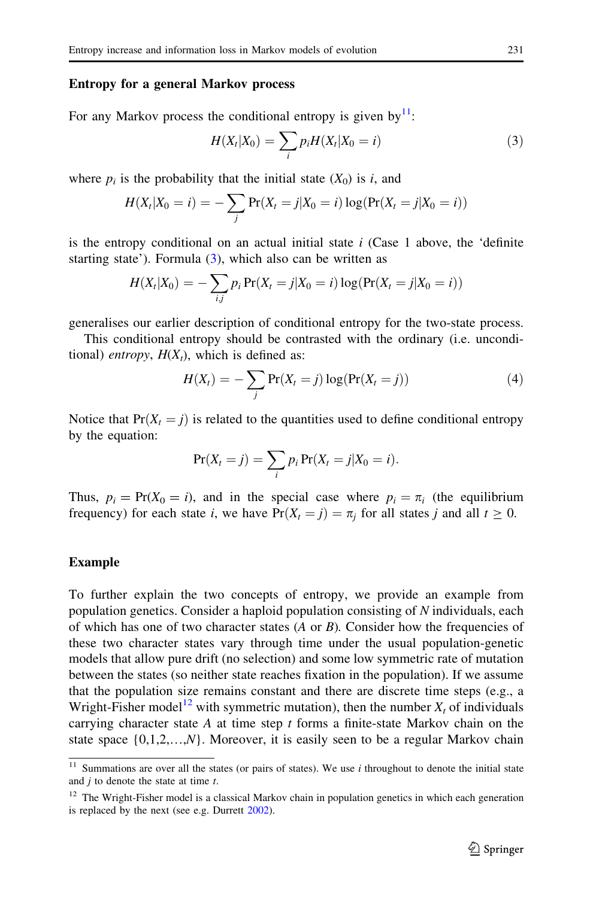### Entropy for a general Markov process

For any Markov process the conditional entropy is given by[11]:

$$H(X_t|X_0) = \sum_i p_i H(X_t|X_0 = i) \tag{3}$$

where $p_i$ is the probability that the initial state ($X_0$) is $i$, and

$$H(X_t|X_0 = i) = -\sum_j \Pr(X_t = j|X_0 = i)\log(\Pr(X_t = j|X_0 = i))$$

is the entropy conditional on an actual initial state $i$ (Case 1 above, the 'definite starting state'). Formula (3), which also can be written as

$$H(X_t|X_0) = -\sum_{i,j} p_i \Pr(X_t = j|X_0 = i)\log(\Pr(X_t = j|X_0 = i))$$

generalises our earlier description of conditional entropy for the two-state process.

This conditional entropy should be contrasted with the ordinary (i.e. unconditional) *entropy*, $H(X_t)$, which is defined as:

$$H(X_t) = -\sum_j \Pr(X_t = j)\log(\Pr(X_t = j)) \tag{4}$$

Notice that $\Pr(X_t = j)$ is related to the quantities used to define conditional entropy by the equation:

$$\Pr(X_t = j) = \sum_i p_i \Pr(X_t = j|X_0 = i).$$

Thus, $p_i = \Pr(X_0 = i)$, and in the special case where $p_i = \pi_i$ (the equilibrium frequency) for each state $i$, we have $\Pr(X_t = j) = \pi_j$ for all states $j$ and all $t \geq 0$.

### Example

To further explain the two concepts of entropy, we provide an example from population genetics. Consider a haploid population consisting of $N$ individuals, each of which has one of two character states ($A$ or $B$). Consider how the frequencies of these two character states vary through time under the usual population-genetic models that allow pure drift (no selection) and some low symmetric rate of mutation between the states (so neither state reaches fixation in the population). If we assume that the population size remains constant and there are discrete time steps (e.g., a Wright-Fisher model[12] with symmetric mutation), then the number $X_t$ of individuals carrying character state $A$ at time step $t$ forms a finite-state Markov chain on the state space $\{0,1,2,\ldots,N\}$. Moreover, it is easily seen to be a regular Markov chain

[11] Summations are over all the states (or pairs of states). We use $i$ throughout to denote the initial state and $j$ to denote the state at time $t$.

[12] The Wright-Fisher model is a classical Markov chain in population genetics in which each generation is replaced by the next (see e.g. Durrett 2002).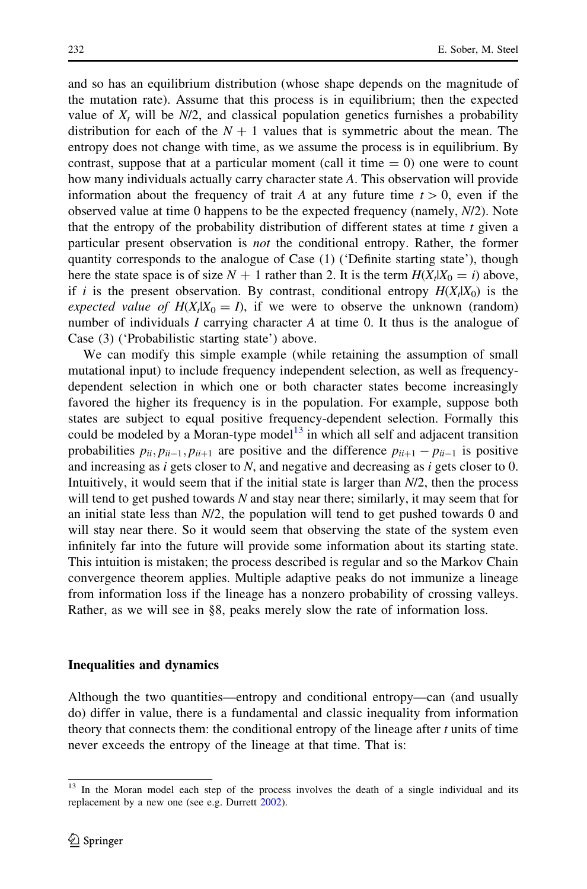and so has an equilibrium distribution (whose shape depends on the magnitude of the mutation rate). Assume that this process is in equilibrium; then the expected value of $X_t$ will be $N/2$, and classical population genetics furnishes a probability distribution for each of the $N + 1$ values that is symmetric about the mean. The entropy does not change with time, as we assume the process is in equilibrium. By contrast, suppose that at a particular moment (call it time $= 0$) one were to count how many individuals actually carry character state $A$. This observation will provide information about the frequency of trait $A$ at any future time $t > 0$, even if the observed value at time 0 happens to be the expected frequency (namely, $N/2$). Note that the entropy of the probability distribution of different states at time $t$ given a particular present observation is *not* the conditional entropy. Rather, the former quantity corresponds to the analogue of Case (1) ('Definite starting state'), though here the state space is of size $N + 1$ rather than 2. It is the term $H(X_t|X_0 = i)$ above, if $i$ is the present observation. By contrast, conditional entropy $H(X_t|X_0)$ is the *expected value of* $H(X_t|X_0 = I)$, if we were to observe the unknown (random) number of individuals $I$ carrying character $A$ at time 0. It thus is the analogue of Case (3) ('Probabilistic starting state') above.

We can modify this simple example (while retaining the assumption of small mutational input) to include frequency independent selection, as well as frequency-dependent selection in which one or both character states become increasingly favored the higher its frequency is in the population. For example, suppose both states are subject to equal positive frequency-dependent selection. Formally this could be modeled by a Moran-type model[13] in which all self and adjacent transition probabilities $p_{ii}, p_{ii-1}, p_{ii+1}$ are positive and the difference $p_{ii+1} - p_{ii-1}$ is positive and increasing as $i$ gets closer to $N$, and negative and decreasing as $i$ gets closer to 0. Intuitively, it would seem that if the initial state is larger than $N/2$, then the process will tend to get pushed towards $N$ and stay near there; similarly, it may seem that for an initial state less than $N/2$, the population will tend to get pushed towards 0 and will stay near there. So it would seem that observing the state of the system even infinitely far into the future will provide some information about its starting state. This intuition is mistaken; the process described is regular and so the Markov Chain convergence theorem applies. Multiple adaptive peaks do not immunize a lineage from information loss if the lineage has a nonzero probability of crossing valleys. Rather, as we will see in §8, peaks merely slow the rate of information loss.

### Inequalities and dynamics

Although the two quantities—entropy and conditional entropy—can (and usually do) differ in value, there is a fundamental and classic inequality from information theory that connects them: the conditional entropy of the lineage after $t$ units of time never exceeds the entropy of the lineage at that time. That is:

---

[13] In the Moran model each step of the process involves the death of a single individual and its replacement by a new one (see e.g. Durrett 2002).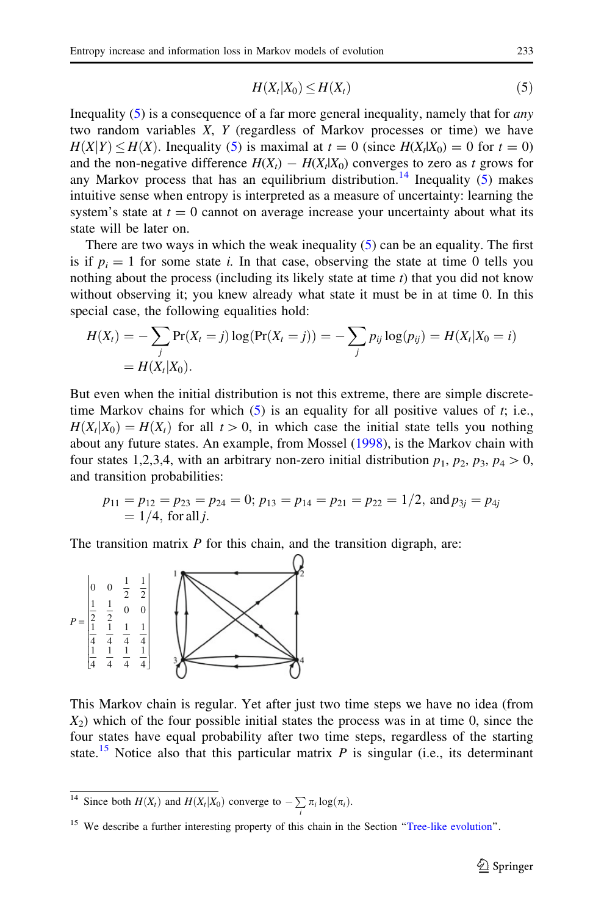$$H(X_t|X_0) \leq H(X_t) \tag{5}$$

Inequality (5) is a consequence of a far more general inequality, namely that for *any* two random variables $X$, $Y$ (regardless of Markov processes or time) we have $H(X|Y) \leq H(X)$. Inequality (5) is maximal at $t = 0$ (since $H(X_t|X_0) = 0$ for $t = 0$) and the non-negative difference $H(X_t) - H(X_t|X_0)$ converges to zero as $t$ grows for any Markov process that has an equilibrium distribution.[14] Inequality (5) makes intuitive sense when entropy is interpreted as a measure of uncertainty: learning the system's state at $t = 0$ cannot on average increase your uncertainty about what its state will be later on.

There are two ways in which the weak inequality (5) can be an equality. The first is if $p_i = 1$ for some state $i$. In that case, observing the state at time 0 tells you nothing about the process (including its likely state at time $t$) that you did not know without observing it; you knew already what state it must be in at time 0. In this special case, the following equalities hold:

$$\begin{aligned} H(X_t) &= -\sum_j \Pr(X_t = j) \log(\Pr(X_t = j)) = -\sum_j p_{ij} \log(p_{ij}) = H(X_t|X_0 = i) \\ &= H(X_t|X_0). \end{aligned}$$

But even when the initial distribution is not this extreme, there are simple discrete-time Markov chains for which (5) is an equality for all positive values of $t$; i.e., $H(X_t|X_0) = H(X_t)$ for all $t > 0$, in which case the initial state tells you nothing about any future states. An example, from Mossel (1998), is the Markov chain with four states 1,2,3,4, with an arbitrary non-zero initial distribution $p_1, p_2, p_3, p_4 > 0$, and transition probabilities:

$$\begin{aligned} &p_{11} = p_{12} = p_{23} = p_{24} = 0;\ p_{13} = p_{14} = p_{21} = p_{22} = 1/2, \text{ and } p_{3j} = p_{4j} \\ &\quad = 1/4, \text{ for all } j. \end{aligned}$$

The transition matrix $P$ for this chain, and the transition digraph, are:

$$P = \begin{bmatrix} 0 & 0 & \frac{1}{2} & \frac{1}{2} \\ \frac{1}{2} & \frac{1}{2} & 0 & 0 \\ \frac{1}{4} & \frac{1}{4} & \frac{1}{4} & \frac{1}{4} \\ \frac{1}{4} & \frac{1}{4} & \frac{1}{4} & \frac{1}{4} \end{bmatrix}$$

This Markov chain is regular. Yet after just two time steps we have no idea (from $X_2$) which of the four possible initial states the process was in at time 0, since the four states have equal probability after two time steps, regardless of the starting state.[15] Notice also that this particular matrix $P$ is singular (i.e., its determinant

[14] Since both $H(X_t)$ and $H(X_t|X_0)$ converge to $-\sum_i \pi_i \log(\pi_i)$.

[15] We describe a further interesting property of this chain in the Section "Tree-like evolution".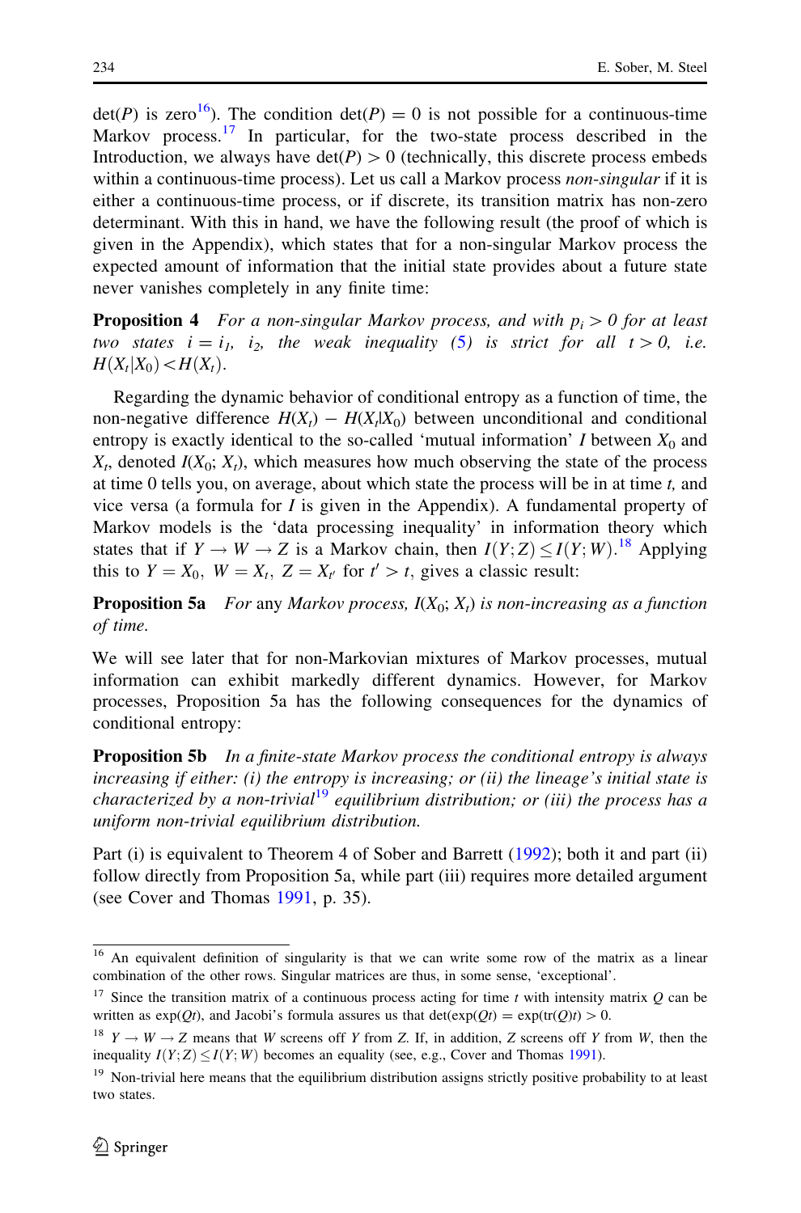det($P$) is zero[16]). The condition det($P$) = 0 is not possible for a continuous-time Markov process.[17] In particular, for the two-state process described in the Introduction, we always have det($P$) > 0 (technically, this discrete process embeds within a continuous-time process). Let us call a Markov process *non-singular* if it is either a continuous-time process, or if discrete, its transition matrix has non-zero determinant. With this in hand, we have the following result (the proof of which is given in the Appendix), which states that for a non-singular Markov process the expected amount of information that the initial state provides about a future state never vanishes completely in any finite time:

**Proposition 4** *For a non-singular Markov process, and with $p_i > 0$ for at least two states $i = i_1, i_2$, the weak inequality (5) is strict for all $t > 0$, i.e. $H(X_t|X_0) < H(X_t)$.*

Regarding the dynamic behavior of conditional entropy as a function of time, the non-negative difference $H(X_t) - H(X_t|X_0)$ between unconditional and conditional entropy is exactly identical to the so-called 'mutual information' $I$ between $X_0$ and $X_t$, denoted $I(X_0; X_t)$, which measures how much observing the state of the process at time 0 tells you, on average, about which state the process will be in at time $t$, and vice versa (a formula for $I$ is given in the Appendix). A fundamental property of Markov models is the 'data processing inequality' in information theory which states that if $Y \rightarrow W \rightarrow Z$ is a Markov chain, then $I(Y; Z) \leq I(Y; W)$.[18] Applying this to $Y = X_0,\ W = X_t,\ Z = X_{t'}$ for $t' > t$, gives a classic result:

**Proposition 5a** *For* any *Markov process, $I(X_0; X_t)$ is non-increasing as a function of time.*

We will see later that for non-Markovian mixtures of Markov processes, mutual information can exhibit markedly different dynamics. However, for Markov processes, Proposition 5a has the following consequences for the dynamics of conditional entropy:

**Proposition 5b** *In a finite-state Markov process the conditional entropy is always increasing if either: (i) the entropy is increasing; or (ii) the lineage's initial state is characterized by a non-trivial*[19] *equilibrium distribution; or (iii) the process has a uniform non-trivial equilibrium distribution.*

Part (i) is equivalent to Theorem 4 of Sober and Barrett (1992); both it and part (ii) follow directly from Proposition 5a, while part (iii) requires more detailed argument (see Cover and Thomas 1991, p. 35).

---

[16] An equivalent definition of singularity is that we can write some row of the matrix as a linear combination of the other rows. Singular matrices are thus, in some sense, 'exceptional'.

[17] Since the transition matrix of a continuous process acting for time $t$ with intensity matrix $Q$ can be written as $\exp(Qt)$, and Jacobi's formula assures us that $\det(\exp(Qt)) = \exp(\mathrm{tr}(Q)t) > 0$.

[18] $Y \rightarrow W \rightarrow Z$ means that $W$ screens off $Y$ from $Z$. If, in addition, $Z$ screens off $Y$ from $W$, then the inequality $I(Y; Z) \leq I(Y; W)$ becomes an equality (see, e.g., Cover and Thomas 1991).

[19] Non-trivial here means that the equilibrium distribution assigns strictly positive probability to at least two states.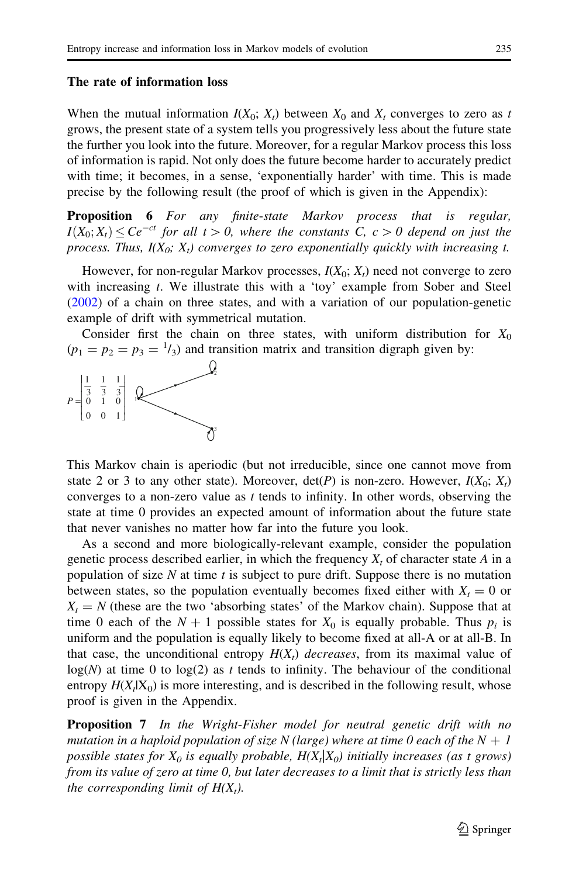### The rate of information loss

When the mutual information $I(X_0; X_t)$ between $X_0$ and $X_t$ converges to zero as $t$ grows, the present state of a system tells you progressively less about the future state the further you look into the future. Moreover, for a regular Markov process this loss of information is rapid. Not only does the future become harder to accurately predict with time; it becomes, in a sense, 'exponentially harder' with time. This is made precise by the following result (the proof of which is given in the Appendix):

**Proposition 6** *For any finite-state Markov process that is regular, $I(X_0; X_t) \leq Ce^{-ct}$ for all $t > 0$, where the constants $C$, $c > 0$ depend on just the process. Thus, $I(X_0; X_t)$ converges to zero exponentially quickly with increasing $t$.*

However, for non-regular Markov processes, $I(X_0; X_t)$ need not converge to zero with increasing $t$. We illustrate this with a 'toy' example from Sober and Steel (2002) of a chain on three states, and with a variation of our population-genetic example of drift with symmetrical mutation.

Consider first the chain on three states, with uniform distribution for $X_0$ ($p_1 = p_2 = p_3 = {}^1/_3$) and transition matrix and transition digraph given by:

$$P = \begin{bmatrix} \frac{1}{3} & \frac{1}{3} & \frac{1}{3} \\ 0 & 1 & 0 \\ 0 & 0 & 1 \end{bmatrix}$$

This Markov chain is aperiodic (but not irreducible, since one cannot move from state 2 or 3 to any other state). Moreover, det($P$) is non-zero. However, $I(X_0; X_t)$ converges to a non-zero value as $t$ tends to infinity. In other words, observing the state at time 0 provides an expected amount of information about the future state that never vanishes no matter how far into the future you look.

As a second and more biologically-relevant example, consider the population genetic process described earlier, in which the frequency $X_t$ of character state $A$ in a population of size $N$ at time $t$ is subject to pure drift. Suppose there is no mutation between states, so the population eventually becomes fixed either with $X_t = 0$ or $X_t = N$ (these are the two 'absorbing states' of the Markov chain). Suppose that at time 0 each of the $N + 1$ possible states for $X_0$ is equally probable. Thus $p_i$ is uniform and the population is equally likely to become fixed at all-A or at all-B. In that case, the unconditional entropy $H(X_t)$ *decreases*, from its maximal value of $\log(N)$ at time 0 to $\log(2)$ as $t$ tends to infinity. The behaviour of the conditional entropy $H(X_t|X_0)$ is more interesting, and is described in the following result, whose proof is given in the Appendix.

**Proposition 7** *In the Wright-Fisher model for neutral genetic drift with no mutation in a haploid population of size N (large) where at time 0 each of the $N + 1$ possible states for $X_0$ is equally probable, $H(X_t|X_0)$ initially increases (as t grows) from its value of zero at time 0, but later decreases to a limit that is strictly less than the corresponding limit of $H(X_t)$.*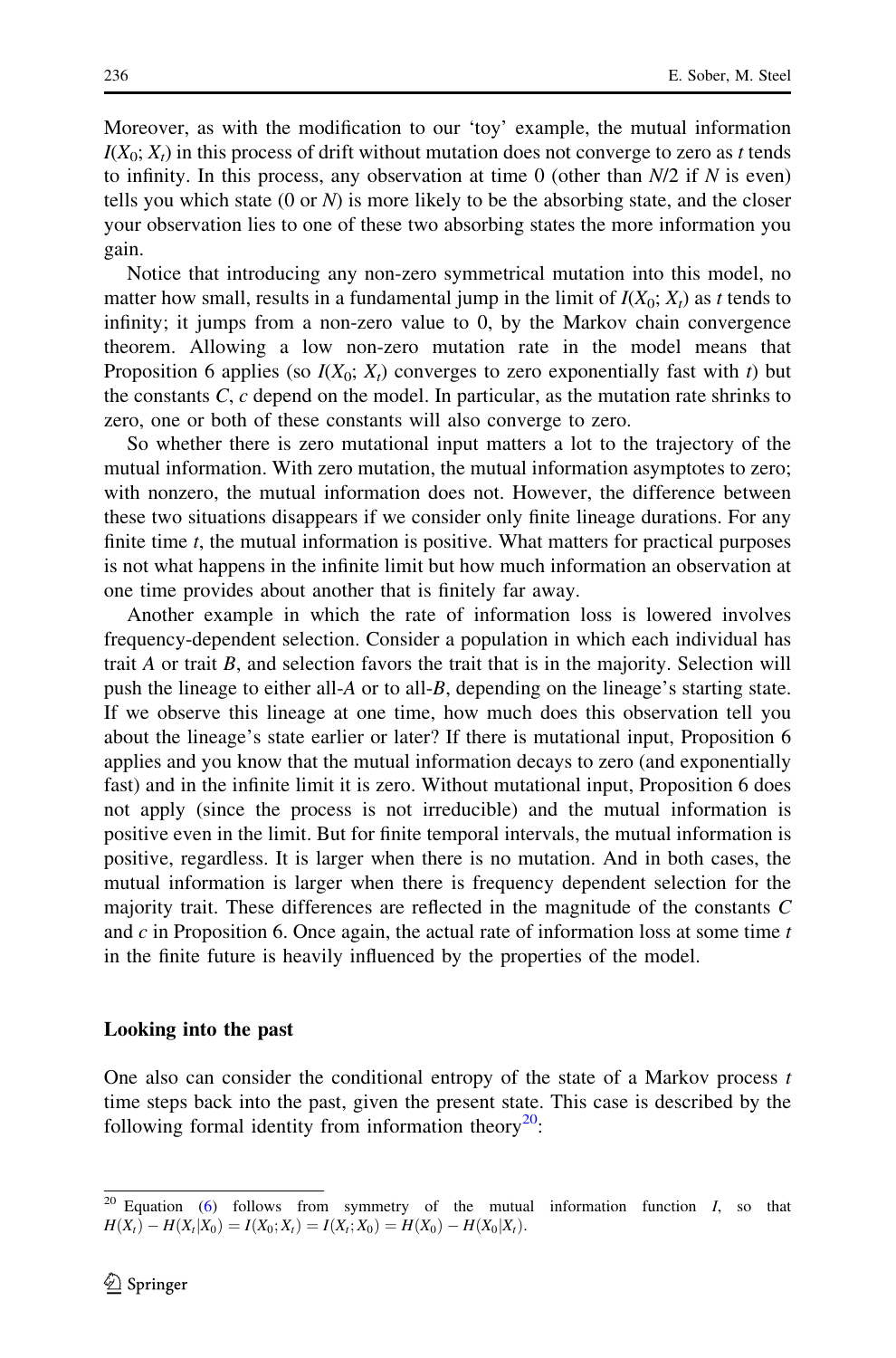Moreover, as with the modification to our 'toy' example, the mutual information $I(X_0; X_t)$ in this process of drift without mutation does not converge to zero as $t$ tends to infinity. In this process, any observation at time 0 (other than $N/2$ if $N$ is even) tells you which state (0 or $N$) is more likely to be the absorbing state, and the closer your observation lies to one of these two absorbing states the more information you gain.

Notice that introducing any non-zero symmetrical mutation into this model, no matter how small, results in a fundamental jump in the limit of $I(X_0; X_t)$ as $t$ tends to infinity; it jumps from a non-zero value to 0, by the Markov chain convergence theorem. Allowing a low non-zero mutation rate in the model means that Proposition 6 applies (so $I(X_0; X_t)$ converges to zero exponentially fast with $t$) but the constants $C$, $c$ depend on the model. In particular, as the mutation rate shrinks to zero, one or both of these constants will also converge to zero.

So whether there is zero mutational input matters a lot to the trajectory of the mutual information. With zero mutation, the mutual information asymptotes to zero; with nonzero, the mutual information does not. However, the difference between these two situations disappears if we consider only finite lineage durations. For any finite time $t$, the mutual information is positive. What matters for practical purposes is not what happens in the infinite limit but how much information an observation at one time provides about another that is finitely far away.

Another example in which the rate of information loss is lowered involves frequency-dependent selection. Consider a population in which each individual has trait $A$ or trait $B$, and selection favors the trait that is in the majority. Selection will push the lineage to either all-$A$ or to all-$B$, depending on the lineage's starting state. If we observe this lineage at one time, how much does this observation tell you about the lineage's state earlier or later? If there is mutational input, Proposition 6 applies and you know that the mutual information decays to zero (and exponentially fast) and in the infinite limit it is zero. Without mutational input, Proposition 6 does not apply (since the process is not irreducible) and the mutual information is positive even in the limit. But for finite temporal intervals, the mutual information is positive, regardless. It is larger when there is no mutation. And in both cases, the mutual information is larger when there is frequency dependent selection for the majority trait. These differences are reflected in the magnitude of the constants $C$ and $c$ in Proposition 6. Once again, the actual rate of information loss at some time $t$ in the finite future is heavily influenced by the properties of the model.

### Looking into the past

One also can consider the conditional entropy of the state of a Markov process $t$ time steps back into the past, given the present state. This case is described by the following formal identity from information theory[20]:

[20] Equation (6) follows from symmetry of the mutual information function $I$, so that $H(X_t) - H(X_t|X_0) = I(X_0; X_t) = I(X_t; X_0) = H(X_0) - H(X_0|X_t)$.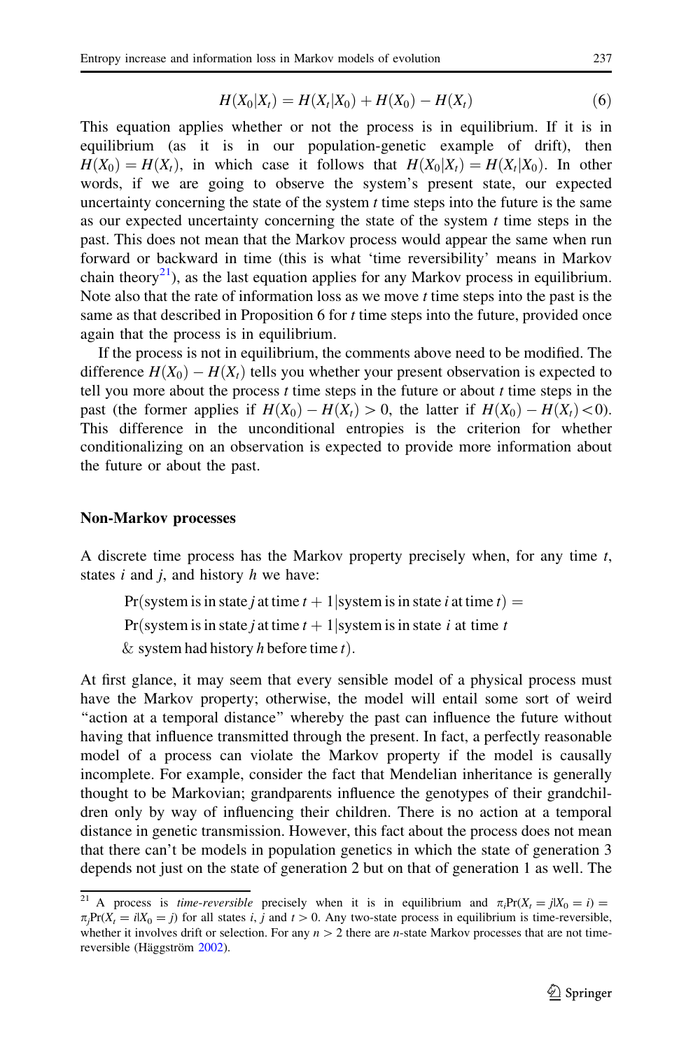$$H(X_0|X_t) = H(X_t|X_0) + H(X_0) - H(X_t) \tag{6}$$

This equation applies whether or not the process is in equilibrium. If it is in equilibrium (as it is in our population-genetic example of drift), then $H(X_0) = H(X_t)$, in which case it follows that $H(X_0|X_t) = H(X_t|X_0)$. In other words, if we are going to observe the system's present state, our expected uncertainty concerning the state of the system $t$ time steps into the future is the same as our expected uncertainty concerning the state of the system $t$ time steps in the past. This does not mean that the Markov process would appear the same when run forward or backward in time (this is what 'time reversibility' means in Markov chain theory[21]), as the last equation applies for any Markov process in equilibrium. Note also that the rate of information loss as we move $t$ time steps into the past is the same as that described in Proposition 6 for $t$ time steps into the future, provided once again that the process is in equilibrium.

If the process is not in equilibrium, the comments above need to be modified. The difference $H(X_0) - H(X_t)$ tells you whether your present observation is expected to tell you more about the process $t$ time steps in the future or about $t$ time steps in the past (the former applies if $H(X_0) - H(X_t) > 0$, the latter if $H(X_0) - H(X_t) < 0$). This difference in the unconditional entropies is the criterion for whether conditionalizing on an observation is expected to provide more information about the future or about the past.

## Non-Markov processes

A discrete time process has the Markov property precisely when, for any time $t$, states $i$ and $j$, and history $h$ we have:

$$\begin{aligned}&\Pr(\text{system is in state } j \text{ at time } t+1 | \text{system is in state } i \text{ at time } t) =\\&\Pr(\text{system is in state } j \text{ at time } t+1 | \text{system is in state } i \text{ at time } t\\&\ \&\ \text{system had history } h \text{ before time } t).\end{aligned}$$

At first glance, it may seem that every sensible model of a physical process must have the Markov property; otherwise, the model will entail some sort of weird "action at a temporal distance" whereby the past can influence the future without having that influence transmitted through the present. In fact, a perfectly reasonable model of a process can violate the Markov property if the model is causally incomplete. For example, consider the fact that Mendelian inheritance is generally thought to be Markovian; grandparents influence the genotypes of their grandchildren only by way of influencing their children. There is no action at a temporal distance in genetic transmission. However, this fact about the process does not mean that there can't be models in population genetics in which the state of generation 3 depends not just on the state of generation 2 but on that of generation 1 as well. The

[21] A process is *time-reversible* precisely when it is in equilibrium and $\pi_i \Pr(X_t = j | X_0 = i) = \pi_j \Pr(X_t = i | X_0 = j)$ for all states $i$, $j$ and $t > 0$. Any two-state process in equilibrium is time-reversible, whether it involves drift or selection. For any $n > 2$ there are $n$-state Markov processes that are not time-reversible (Häggström 2002).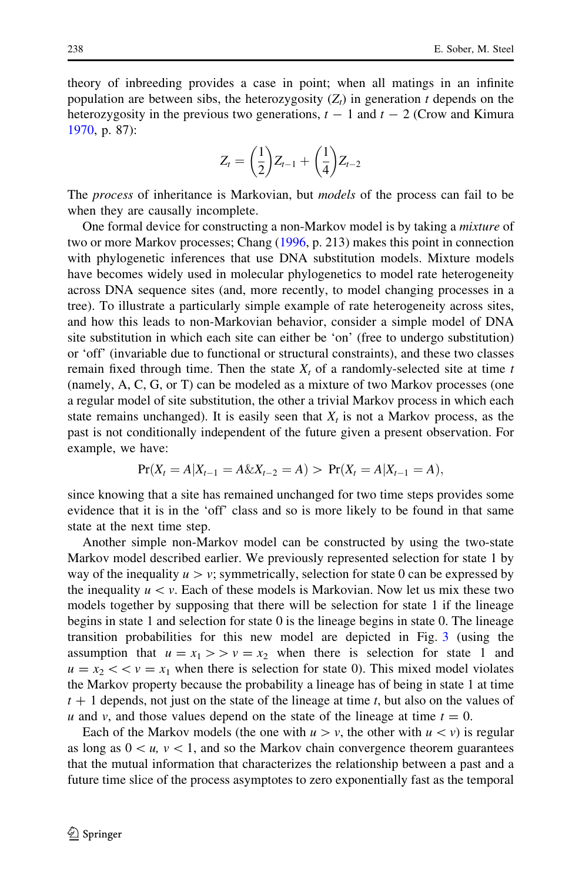theory of inbreeding provides a case in point; when all matings in an infinite population are between sibs, the heterozygosity ($Z_t$) in generation $t$ depends on the heterozygosity in the previous two generations, $t - 1$ and $t - 2$ (Crow and Kimura 1970, p. 87):

$$Z_t = \left(\frac{1}{2}\right)Z_{t-1} + \left(\frac{1}{4}\right)Z_{t-2}$$

The *process* of inheritance is Markovian, but *models* of the process can fail to be when they are causally incomplete.

One formal device for constructing a non-Markov model is by taking a *mixture* of two or more Markov processes; Chang (1996, p. 213) makes this point in connection with phylogenetic inferences that use DNA substitution models. Mixture models have becomes widely used in molecular phylogenetics to model rate heterogeneity across DNA sequence sites (and, more recently, to model changing processes in a tree). To illustrate a particularly simple example of rate heterogeneity across sites, and how this leads to non-Markovian behavior, consider a simple model of DNA site substitution in which each site can either be 'on' (free to undergo substitution) or 'off' (invariable due to functional or structural constraints), and these two classes remain fixed through time. Then the state $X_t$ of a randomly-selected site at time $t$ (namely, A, C, G, or T) can be modeled as a mixture of two Markov processes (one a regular model of site substitution, the other a trivial Markov process in which each state remains unchanged). It is easily seen that $X_t$ is not a Markov process, as the past is not conditionally independent of the future given a present observation. For example, we have:

$$\Pr(X_t = A | X_{t-1} = A \& X_{t-2} = A) > \Pr(X_t = A | X_{t-1} = A),$$

since knowing that a site has remained unchanged for two time steps provides some evidence that it is in the 'off' class and so is more likely to be found in that same state at the next time step.

Another simple non-Markov model can be constructed by using the two-state Markov model described earlier. We previously represented selection for state 1 by way of the inequality $u > v$; symmetrically, selection for state 0 can be expressed by the inequality $u < v$. Each of these models is Markovian. Now let us mix these two models together by supposing that there will be selection for state 1 if the lineage begins in state 1 and selection for state 0 is the lineage begins in state 0. The lineage transition probabilities for this new model are depicted in Fig. 3 (using the assumption that $u = x_1 >> v = x_2$ when there is selection for state 1 and $u = x_2 << v = x_1$ when there is selection for state 0). This mixed model violates the Markov property because the probability a lineage has of being in state 1 at time $t + 1$ depends, not just on the state of the lineage at time $t$, but also on the values of $u$ and $v$, and those values depend on the state of the lineage at time $t = 0$.

Each of the Markov models (the one with $u > v$, the other with $u < v$) is regular as long as $0 < u,\ v < 1$, and so the Markov chain convergence theorem guarantees that the mutual information that characterizes the relationship between a past and a future time slice of the process asymptotes to zero exponentially fast as the temporal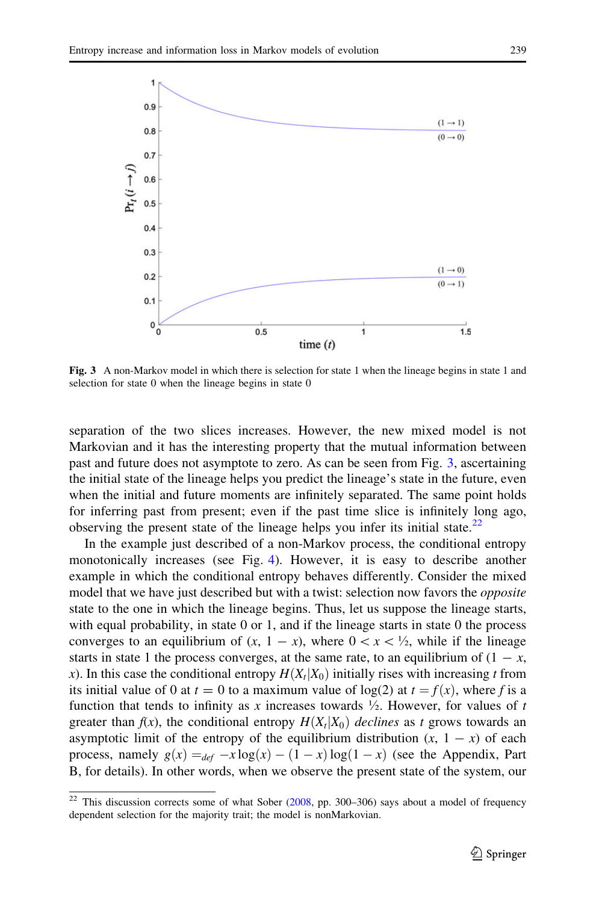**Fig. 3** A non-Markov model in which there is selection for state 1 when the lineage begins in state 1 and selection for state 0 when the lineage begins in state 0

separation of the two slices increases. However, the new mixed model is not Markovian and it has the interesting property that the mutual information between past and future does not asymptote to zero. As can be seen from Fig. 3, ascertaining the initial state of the lineage helps you predict the lineage's state in the future, even when the initial and future moments are infinitely separated. The same point holds for inferring past from present; even if the past time slice is infinitely long ago, observing the present state of the lineage helps you infer its initial state.[22]

In the example just described of a non-Markov process, the conditional entropy monotonically increases (see Fig. 4). However, it is easy to describe another example in which the conditional entropy behaves differently. Consider the mixed model that we have just described but with a twist: selection now favors the *opposite* state to the one in which the lineage begins. Thus, let us suppose the lineage starts, with equal probability, in state 0 or 1, and if the lineage starts in state 0 the process converges to an equilibrium of $(x, 1-x)$, where $0 < x < ½$, while if the lineage starts in state 1 the process converges, at the same rate, to an equilibrium of $(1-x, x)$. In this case the conditional entropy $H(X_t|X_0)$ initially rises with increasing $t$ from its initial value of 0 at $t = 0$ to a maximum value of $\log(2)$ at $t = f(x)$, where $f$ is a function that tends to infinity as $x$ increases towards ½. However, for values of $t$ greater than $f(x)$, the conditional entropy $H(X_t|X_0)$ *declines* as $t$ grows towards an asymptotic limit of the entropy of the equilibrium distribution $(x, 1-x)$ of each process, namely $g(x) =_{def} -x\log(x) - (1-x)\log(1-x)$ (see the Appendix, Part B, for details). In other words, when we observe the present state of the system, our

[22] This discussion corrects some of what Sober (2008, pp. 300–306) says about a model of frequency dependent selection for the majority trait; the model is nonMarkovian.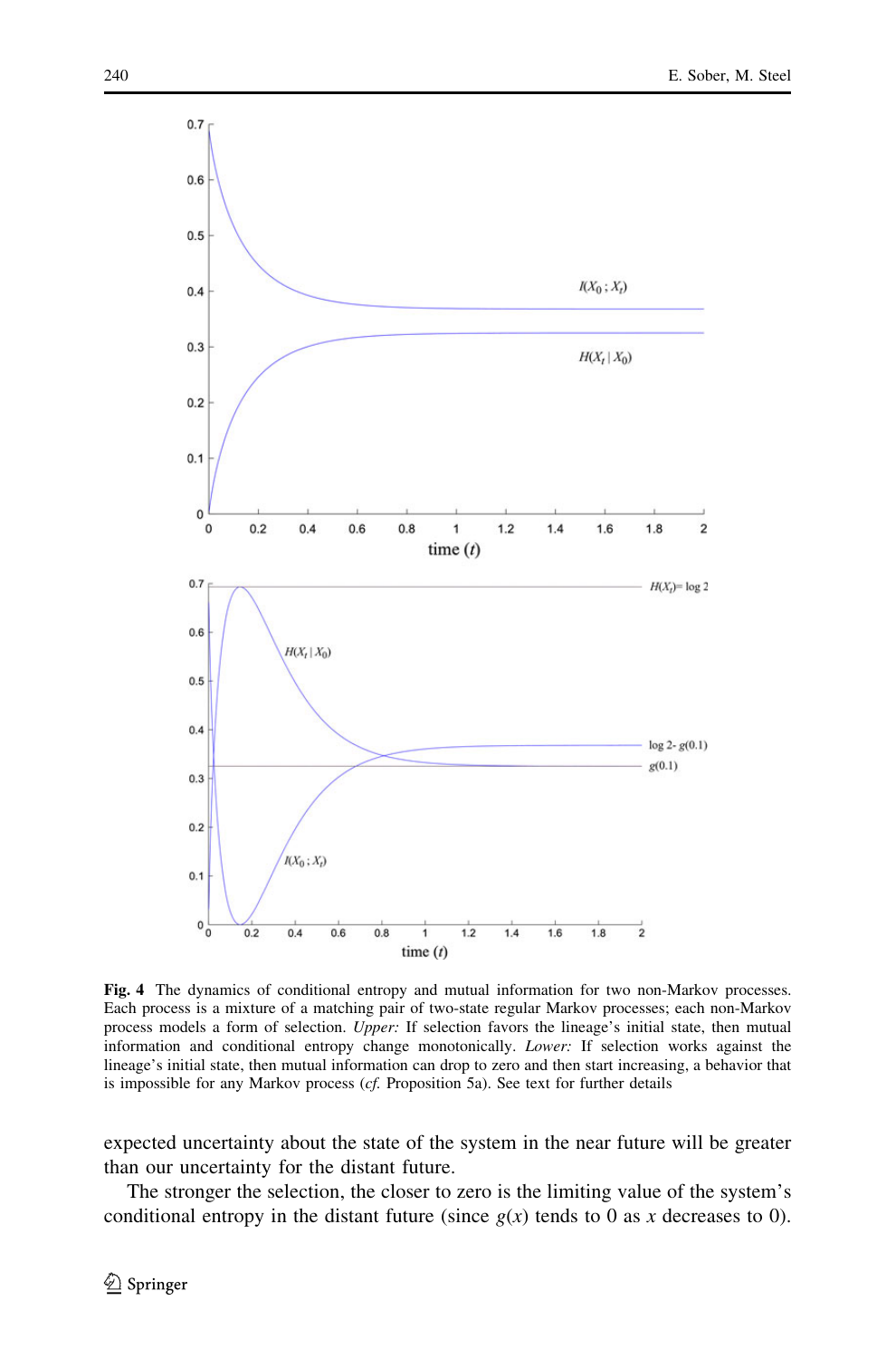**Fig. 4** The dynamics of conditional entropy and mutual information for two non-Markov processes. Each process is a mixture of a matching pair of two-state regular Markov processes; each non-Markov process models a form of selection. *Upper:* If selection favors the lineage's initial state, then mutual information and conditional entropy change monotonically. *Lower:* If selection works against the lineage's initial state, then mutual information can drop to zero and then start increasing, a behavior that is impossible for any Markov process (*cf.* Proposition 5a). See text for further details

expected uncertainty about the state of the system in the near future will be greater than our uncertainty for the distant future.

The stronger the selection, the closer to zero is the limiting value of the system's conditional entropy in the distant future (since $g(x)$ tends to 0 as $x$ decreases to 0).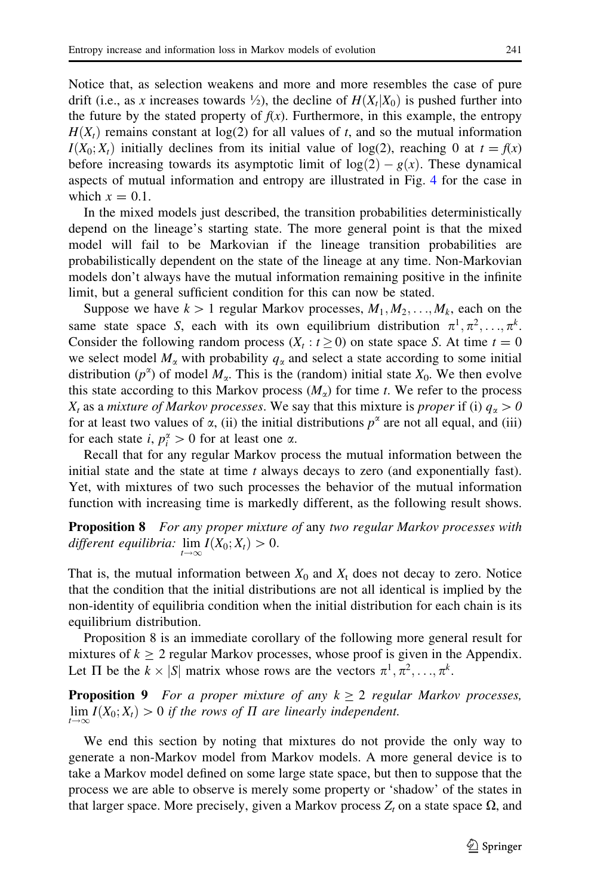Notice that, as selection weakens and more and more resembles the case of pure drift (i.e., as $x$ increases towards ½), the decline of $H(X_t|X_0)$ is pushed further into the future by the stated property of $f(x)$. Furthermore, in this example, the entropy $H(X_t)$ remains constant at log(2) for all values of $t$, and so the mutual information $I(X_0; X_t)$ initially declines from its initial value of log(2), reaching 0 at $t = f(x)$ before increasing towards its asymptotic limit of $\log(2) - g(x)$. These dynamical aspects of mutual information and entropy are illustrated in Fig. 4 for the case in which $x = 0.1$.

In the mixed models just described, the transition probabilities deterministically depend on the lineage's starting state. The more general point is that the mixed model will fail to be Markovian if the lineage transition probabilities are probabilistically dependent on the state of the lineage at any time. Non-Markovian models don't always have the mutual information remaining positive in the infinite limit, but a general sufficient condition for this can now be stated.

Suppose we have $k > 1$ regular Markov processes, $M_1, M_2, \ldots, M_k$, each on the same state space $S$, each with its own equilibrium distribution $\pi^1, \pi^2, \ldots, \pi^k$. Consider the following random process $(X_t : t \geq 0)$ on state space $S$. At time $t = 0$ we select model $M_\alpha$ with probability $q_\alpha$ and select a state according to some initial distribution $(p^\alpha)$ of model $M_\alpha$. This is the (random) initial state $X_0$. We then evolve this state according to this Markov process $(M_\alpha)$ for time $t$. We refer to the process $X_t$ as a *mixture of Markov processes*. We say that this mixture is *proper* if (i) $q_\alpha > 0$ for at least two values of $\alpha$, (ii) the initial distributions $p^\alpha$ are not all equal, and (iii) for each state $i$, $p_i^\alpha > 0$ for at least one $\alpha$.

Recall that for any regular Markov process the mutual information between the initial state and the state at time $t$ always decays to zero (and exponentially fast). Yet, with mixtures of two such processes the behavior of the mutual information function with increasing time is markedly different, as the following result shows.

**Proposition 8** *For any proper mixture of* any *two regular Markov processes with different equilibria:* $\lim_{t \to \infty} I(X_0; X_t) > 0$.

That is, the mutual information between $X_0$ and $X_t$ does not decay to zero. Notice that the condition that the initial distributions are not all identical is implied by the non-identity of equilibria condition when the initial distribution for each chain is its equilibrium distribution.

Proposition 8 is an immediate corollary of the following more general result for mixtures of $k \geq 2$ regular Markov processes, whose proof is given in the Appendix. Let $\Pi$ be the $k \times |S|$ matrix whose rows are the vectors $\pi^1, \pi^2, \ldots, \pi^k$.

**Proposition 9** *For a proper mixture of any $k \geq 2$ regular Markov processes,* $\lim_{t \to \infty} I(X_0; X_t) > 0$ *if the rows of $\Pi$ are linearly independent.*

We end this section by noting that mixtures do not provide the only way to generate a non-Markov model from Markov models. A more general device is to take a Markov model defined on some large state space, but then to suppose that the process we are able to observe is merely some property or 'shadow' of the states in that larger space. More precisely, given a Markov process $Z_t$ on a state space $\Omega$, and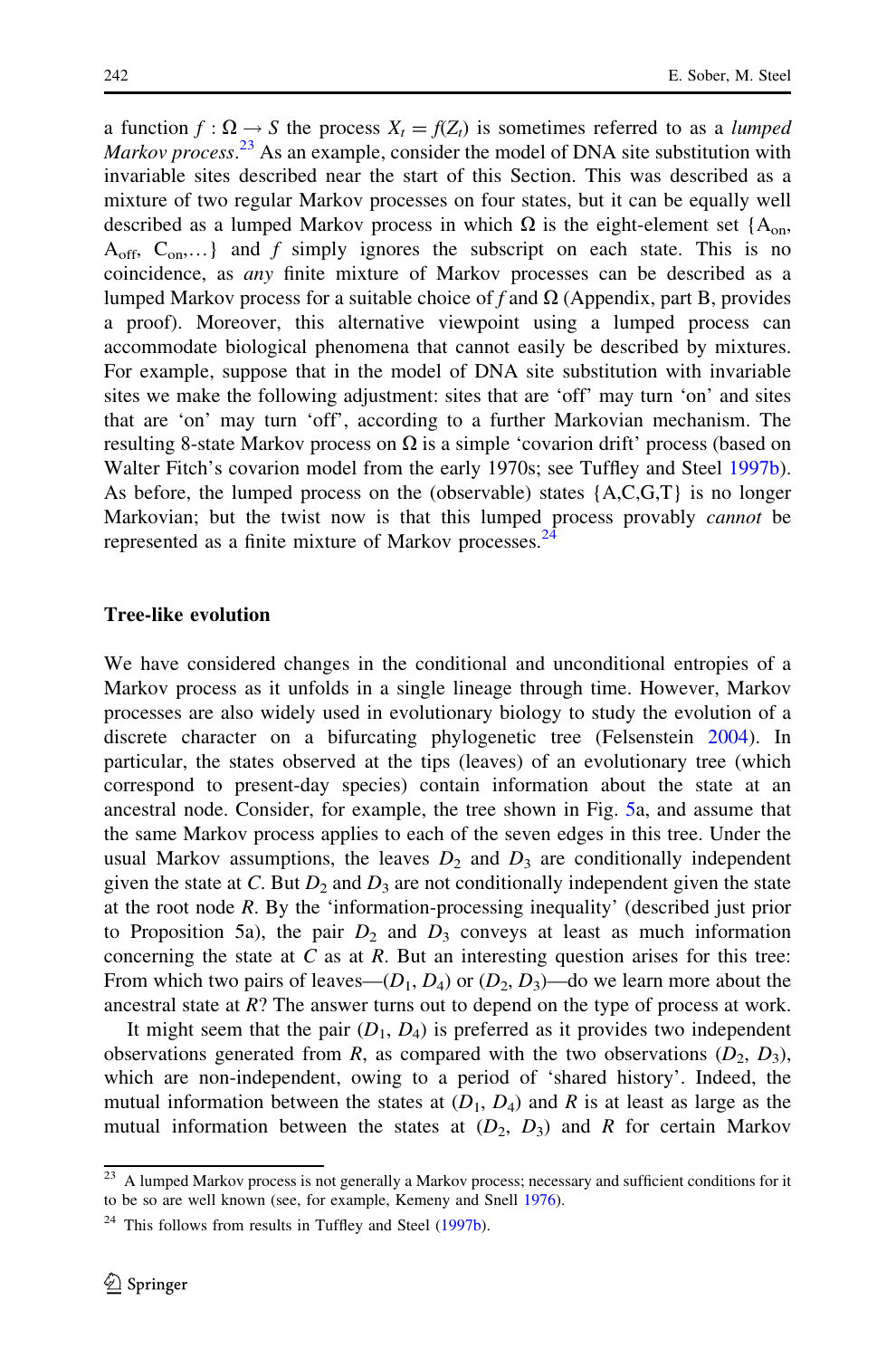a function $f : \Omega \rightarrow S$ the process $X_t = f(Z_t)$ is sometimes referred to as a *lumped Markov process*.[23] As an example, consider the model of DNA site substitution with invariable sites described near the start of this Section. This was described as a mixture of two regular Markov processes on four states, but it can be equally well described as a lumped Markov process in which $\Omega$ is the eight-element set $\{A_{on}, A_{off}, C_{on}, \ldots\}$ and $f$ simply ignores the subscript on each state. This is no coincidence, as *any* finite mixture of Markov processes can be described as a lumped Markov process for a suitable choice of $f$ and $\Omega$ (Appendix, part B, provides a proof). Moreover, this alternative viewpoint using a lumped process can accommodate biological phenomena that cannot easily be described by mixtures. For example, suppose that in the model of DNA site substitution with invariable sites we make the following adjustment: sites that are 'off' may turn 'on' and sites that are 'on' may turn 'off', according to a further Markovian mechanism. The resulting 8-state Markov process on $\Omega$ is a simple 'covarion drift' process (based on Walter Fitch's covarion model from the early 1970s; see Tuffley and Steel 1997b). As before, the lumped process on the (observable) states {A,C,G,T} is no longer Markovian; but the twist now is that this lumped process provably *cannot* be represented as a finite mixture of Markov processes.[24]

## Tree-like evolution

We have considered changes in the conditional and unconditional entropies of a Markov process as it unfolds in a single lineage through time. However, Markov processes are also widely used in evolutionary biology to study the evolution of a discrete character on a bifurcating phylogenetic tree (Felsenstein 2004). In particular, the states observed at the tips (leaves) of an evolutionary tree (which correspond to present-day species) contain information about the state at an ancestral node. Consider, for example, the tree shown in Fig. 5a, and assume that the same Markov process applies to each of the seven edges in this tree. Under the usual Markov assumptions, the leaves $D_2$ and $D_3$ are conditionally independent given the state at $C$. But $D_2$ and $D_3$ are not conditionally independent given the state at the root node $R$. By the 'information-processing inequality' (described just prior to Proposition 5a), the pair $D_2$ and $D_3$ conveys at least as much information concerning the state at $C$ as at $R$. But an interesting question arises for this tree: From which two pairs of leaves—$(D_1, D_4)$ or $(D_2, D_3)$—do we learn more about the ancestral state at $R$? The answer turns out to depend on the type of process at work.

It might seem that the pair $(D_1, D_4)$ is preferred as it provides two independent observations generated from $R$, as compared with the two observations $(D_2, D_3)$, which are non-independent, owing to a period of 'shared history'. Indeed, the mutual information between the states at $(D_1, D_4)$ and $R$ is at least as large as the mutual information between the states at $(D_2, D_3)$ and $R$ for certain Markov

[23] A lumped Markov process is not generally a Markov process; necessary and sufficient conditions for it to be so are well known (see, for example, Kemeny and Snell 1976).

[24] This follows from results in Tuffley and Steel (1997b).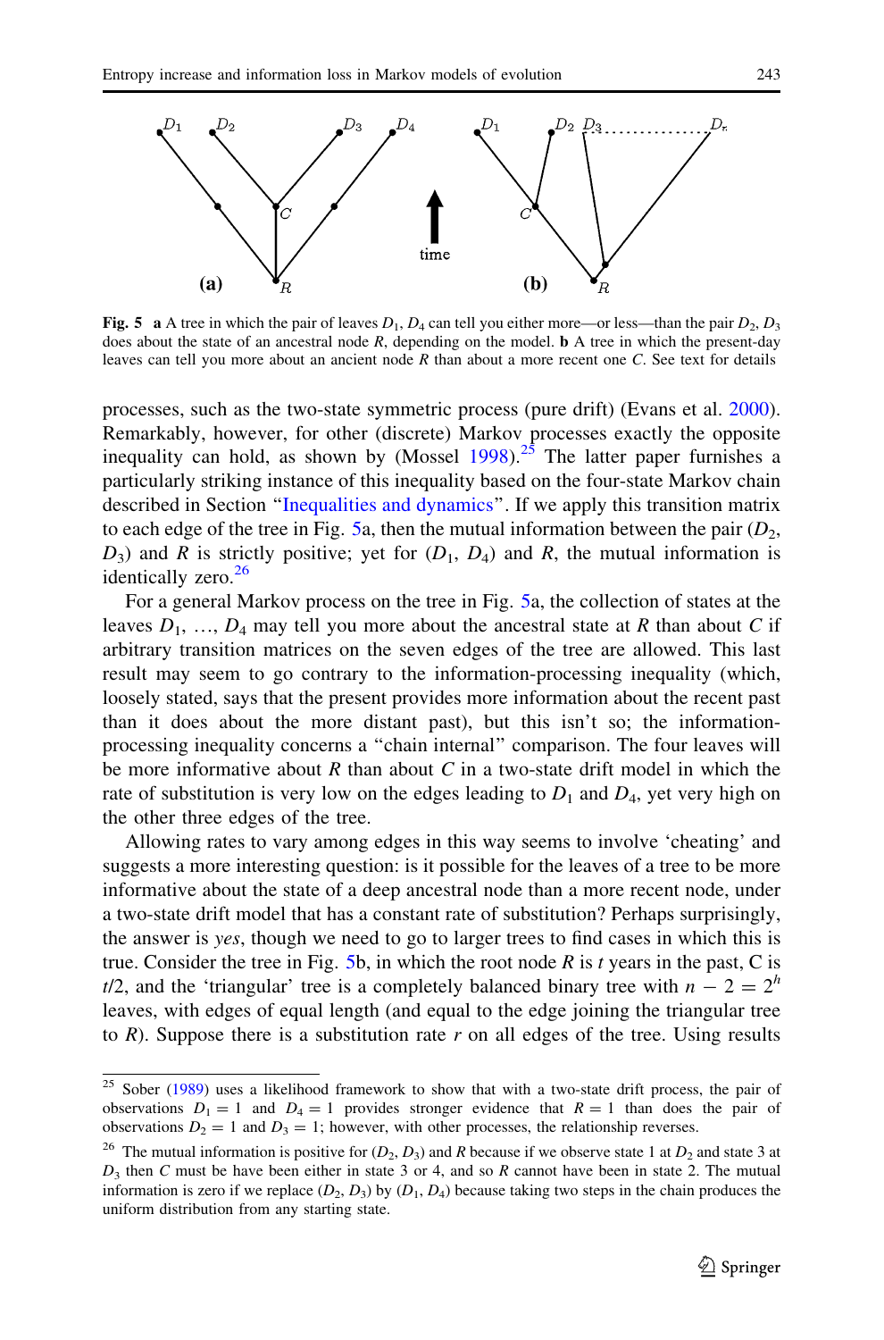**Fig. 5** **a** A tree in which the pair of leaves $D_1$, $D_4$ can tell you either more—or less—than the pair $D_2$, $D_3$ does about the state of an ancestral node $R$, depending on the model. **b** A tree in which the present-day leaves can tell you more about an ancient node $R$ than about a more recent one $C$. See text for details

processes, such as the two-state symmetric process (pure drift) (Evans et al. 2000). Remarkably, however, for other (discrete) Markov processes exactly the opposite inequality can hold, as shown by (Mossel 1998).[25] The latter paper furnishes a particularly striking instance of this inequality based on the four-state Markov chain described in Section "Inequalities and dynamics". If we apply this transition matrix to each edge of the tree in Fig. 5a, then the mutual information between the pair ($D_2$, $D_3$) and $R$ is strictly positive; yet for ($D_1$, $D_4$) and $R$, the mutual information is identically zero.[26]

For a general Markov process on the tree in Fig. 5a, the collection of states at the leaves $D_1$, …, $D_4$ may tell you more about the ancestral state at $R$ than about $C$ if arbitrary transition matrices on the seven edges of the tree are allowed. This last result may seem to go contrary to the information-processing inequality (which, loosely stated, says that the present provides more information about the recent past than it does about the more distant past), but this isn't so; the information-processing inequality concerns a "chain internal" comparison. The four leaves will be more informative about $R$ than about $C$ in a two-state drift model in which the rate of substitution is very low on the edges leading to $D_1$ and $D_4$, yet very high on the other three edges of the tree.

Allowing rates to vary among edges in this way seems to involve 'cheating' and suggests a more interesting question: is it possible for the leaves of a tree to be more informative about the state of a deep ancestral node than a more recent node, under a two-state drift model that has a constant rate of substitution? Perhaps surprisingly, the answer is *yes*, though we need to go to larger trees to find cases in which this is true. Consider the tree in Fig. 5b, in which the root node $R$ is $t$ years in the past, C is $t/2$, and the 'triangular' tree is a completely balanced binary tree with $n - 2 = 2^h$ leaves, with edges of equal length (and equal to the edge joining the triangular tree to $R$). Suppose there is a substitution rate $r$ on all edges of the tree. Using results

[25] Sober (1989) uses a likelihood framework to show that with a two-state drift process, the pair of observations $D_1 = 1$ and $D_4 = 1$ provides stronger evidence that $R = 1$ than does the pair of observations $D_2 = 1$ and $D_3 = 1$; however, with other processes, the relationship reverses.

[26] The mutual information is positive for ($D_2$, $D_3$) and $R$ because if we observe state 1 at $D_2$ and state 3 at $D_3$ then $C$ must be have been either in state 3 or 4, and so $R$ cannot have been in state 2. The mutual information is zero if we replace ($D_2$, $D_3$) by ($D_1$, $D_4$) because taking two steps in the chain produces the uniform distribution from any starting state.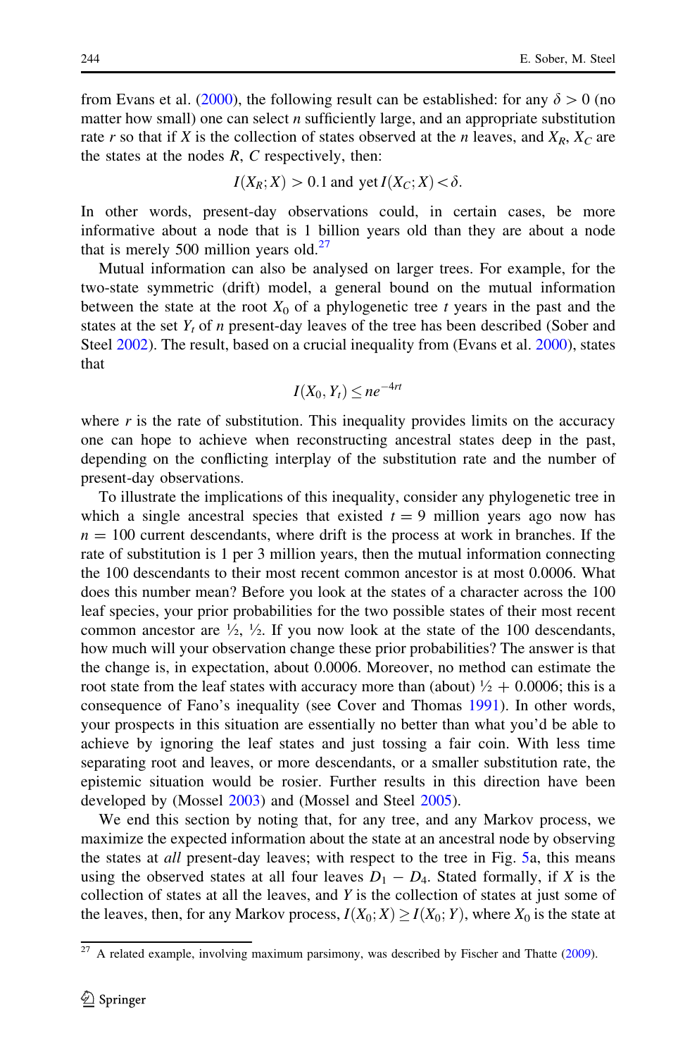from Evans et al. (2000), the following result can be established: for any $\delta > 0$ (no matter how small) one can select $n$ sufficiently large, and an appropriate substitution rate $r$ so that if $X$ is the collection of states observed at the $n$ leaves, and $X_R$, $X_C$ are the states at the nodes $R$, $C$ respectively, then:

$$I(X_R; X) > 0.1 \text{ and yet } I(X_C; X) < \delta.$$

In other words, present-day observations could, in certain cases, be more informative about a node that is 1 billion years old than they are about a node that is merely 500 million years old.[27]

Mutual information can also be analysed on larger trees. For example, for the two-state symmetric (drift) model, a general bound on the mutual information between the state at the root $X_0$ of a phylogenetic tree $t$ years in the past and the states at the set $Y_t$ of $n$ present-day leaves of the tree has been described (Sober and Steel 2002). The result, based on a crucial inequality from (Evans et al. 2000), states that

$$I(X_0, Y_t) \leq ne^{-4rt}$$

where $r$ is the rate of substitution. This inequality provides limits on the accuracy one can hope to achieve when reconstructing ancestral states deep in the past, depending on the conflicting interplay of the substitution rate and the number of present-day observations.

To illustrate the implications of this inequality, consider any phylogenetic tree in which a single ancestral species that existed $t = 9$ million years ago now has $n = 100$ current descendants, where drift is the process at work in branches. If the rate of substitution is 1 per 3 million years, then the mutual information connecting the 100 descendants to their most recent common ancestor is at most 0.0006. What does this number mean? Before you look at the states of a character across the 100 leaf species, your prior probabilities for the two possible states of their most recent common ancestor are ½, ½. If you now look at the state of the 100 descendants, how much will your observation change these prior probabilities? The answer is that the change is, in expectation, about 0.0006. Moreover, no method can estimate the root state from the leaf states with accuracy more than (about) ½ + 0.0006; this is a consequence of Fano's inequality (see Cover and Thomas 1991). In other words, your prospects in this situation are essentially no better than what you'd be able to achieve by ignoring the leaf states and just tossing a fair coin. With less time separating root and leaves, or more descendants, or a smaller substitution rate, the epistemic situation would be rosier. Further results in this direction have been developed by (Mossel 2003) and (Mossel and Steel 2005).

We end this section by noting that, for any tree, and any Markov process, we maximize the expected information about the state at an ancestral node by observing the states at *all* present-day leaves; with respect to the tree in Fig. 5a, this means using the observed states at all four leaves $D_1 - D_4$. Stated formally, if $X$ is the collection of states at all the leaves, and $Y$ is the collection of states at just some of the leaves, then, for any Markov process, $I(X_0; X) \geq I(X_0; Y)$, where $X_0$ is the state at

[27] A related example, involving maximum parsimony, was described by Fischer and Thatte (2009).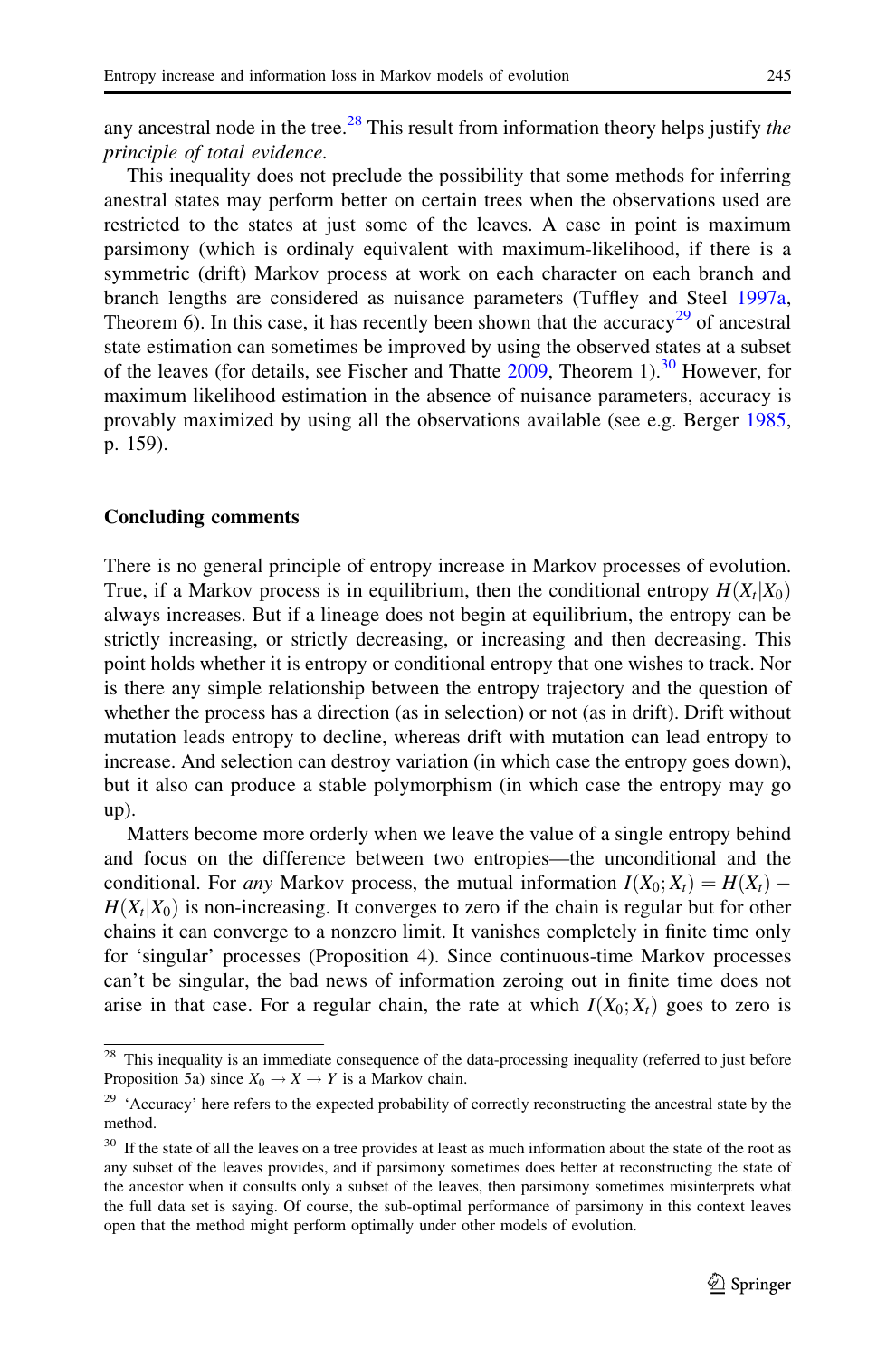any ancestral node in the tree.[28] This result from information theory helps justify *the principle of total evidence*.

This inequality does not preclude the possibility that some methods for inferring anestral states may perform better on certain trees when the observations used are restricted to the states at just some of the leaves. A case in point is maximum parsimony (which is ordinaly equivalent with maximum-likelihood, if there is a symmetric (drift) Markov process at work on each character on each branch and branch lengths are considered as nuisance parameters (Tuffley and Steel 1997a, Theorem 6). In this case, it has recently been shown that the accuracy[29] of ancestral state estimation can sometimes be improved by using the observed states at a subset of the leaves (for details, see Fischer and Thatte 2009, Theorem 1).[30] However, for maximum likelihood estimation in the absence of nuisance parameters, accuracy is provably maximized by using all the observations available (see e.g. Berger 1985, p. 159).

## Concluding comments

There is no general principle of entropy increase in Markov processes of evolution. True, if a Markov process is in equilibrium, then the conditional entropy $H(X_t|X_0)$ always increases. But if a lineage does not begin at equilibrium, the entropy can be strictly increasing, or strictly decreasing, or increasing and then decreasing. This point holds whether it is entropy or conditional entropy that one wishes to track. Nor is there any simple relationship between the entropy trajectory and the question of whether the process has a direction (as in selection) or not (as in drift). Drift without mutation leads entropy to decline, whereas drift with mutation can lead entropy to increase. And selection can destroy variation (in which case the entropy goes down), but it also can produce a stable polymorphism (in which case the entropy may go up).

Matters become more orderly when we leave the value of a single entropy behind and focus on the difference between two entropies—the unconditional and the conditional. For *any* Markov process, the mutual information $I(X_0; X_t) = H(X_t) - H(X_t|X_0)$ is non-increasing. It converges to zero if the chain is regular but for other chains it can converge to a nonzero limit. It vanishes completely in finite time only for 'singular' processes (Proposition 4). Since continuous-time Markov processes can't be singular, the bad news of information zeroing out in finite time does not arise in that case. For a regular chain, the rate at which $I(X_0; X_t)$ goes to zero is

---

[28] This inequality is an immediate consequence of the data-processing inequality (referred to just before Proposition 5a) since $X_0 \rightarrow X \rightarrow Y$ is a Markov chain.

[29] 'Accuracy' here refers to the expected probability of correctly reconstructing the ancestral state by the method.

[30] If the state of all the leaves on a tree provides at least as much information about the state of the root as any subset of the leaves provides, and if parsimony sometimes does better at reconstructing the state of the ancestor when it consults only a subset of the leaves, then parsimony sometimes misinterprets what the full data set is saying. Of course, the sub-optimal performance of parsimony in this context leaves open that the method might perform optimally under other models of evolution.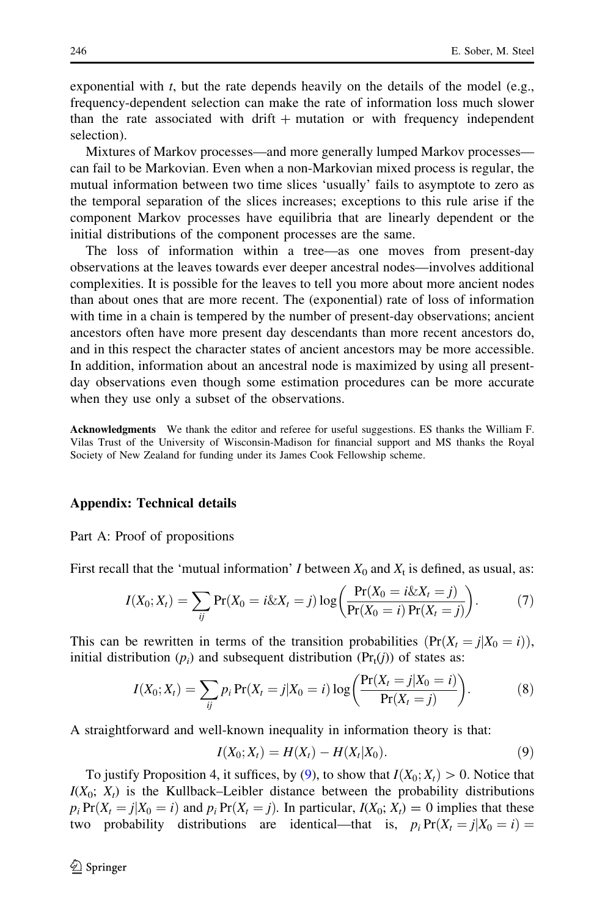exponential with $t$, but the rate depends heavily on the details of the model (e.g., frequency-dependent selection can make the rate of information loss much slower than the rate associated with drift + mutation or with frequency independent selection).

Mixtures of Markov processes—and more generally lumped Markov processes—can fail to be Markovian. Even when a non-Markovian mixed process is regular, the mutual information between two time slices 'usually' fails to asymptote to zero as the temporal separation of the slices increases; exceptions to this rule arise if the component Markov processes have equilibria that are linearly dependent or the initial distributions of the component processes are the same.

The loss of information within a tree—as one moves from present-day observations at the leaves towards ever deeper ancestral nodes—involves additional complexities. It is possible for the leaves to tell you more about more ancient nodes than about ones that are more recent. The (exponential) rate of loss of information with time in a chain is tempered by the number of present-day observations; ancient ancestors often have more present day descendants than more recent ancestors do, and in this respect the character states of ancient ancestors may be more accessible. In addition, information about an ancestral node is maximized by using all present-day observations even though some estimation procedures can be more accurate when they use only a subset of the observations.

**Acknowledgments** We thank the editor and referee for useful suggestions. ES thanks the William F. Vilas Trust of the University of Wisconsin-Madison for financial support and MS thanks the Royal Society of New Zealand for funding under its James Cook Fellowship scheme.

## Appendix: Technical details

Part A: Proof of propositions

First recall that the 'mutual information' $I$ between $X_0$ and $X_t$ is defined, as usual, as:

$$I(X_0; X_t) = \sum_{ij} \Pr(X_0 = i \& X_t = j) \log\left(\frac{\Pr(X_0 = i \& X_t = j)}{\Pr(X_0 = i)\Pr(X_t = j)}\right). \tag{7}$$

This can be rewritten in terms of the transition probabilities $(\Pr(X_t = j|X_0 = i))$, initial distribution $(p_i)$ and subsequent distribution $(\Pr_t(j))$ of states as:

$$I(X_0; X_t) = \sum_{ij} p_i \Pr(X_t = j|X_0 = i) \log\left(\frac{\Pr(X_t = j|X_0 = i)}{\Pr(X_t = j)}\right). \tag{8}$$

A straightforward and well-known inequality in information theory is that:

$$I(X_0; X_t) = H(X_t) - H(X_t|X_0). \tag{9}$$

To justify Proposition 4, it suffices, by (9), to show that $I(X_0; X_t) > 0$. Notice that $I(X_0;\ X_t)$ is the Kullback–Leibler distance between the probability distributions $p_i \Pr(X_t = j|X_0 = i)$ and $p_i \Pr(X_t = j)$. In particular, $I(X_0; X_t) = 0$ implies that these two probability distributions are identical—that is, $p_i \Pr(X_t = j|X_0 = i) =$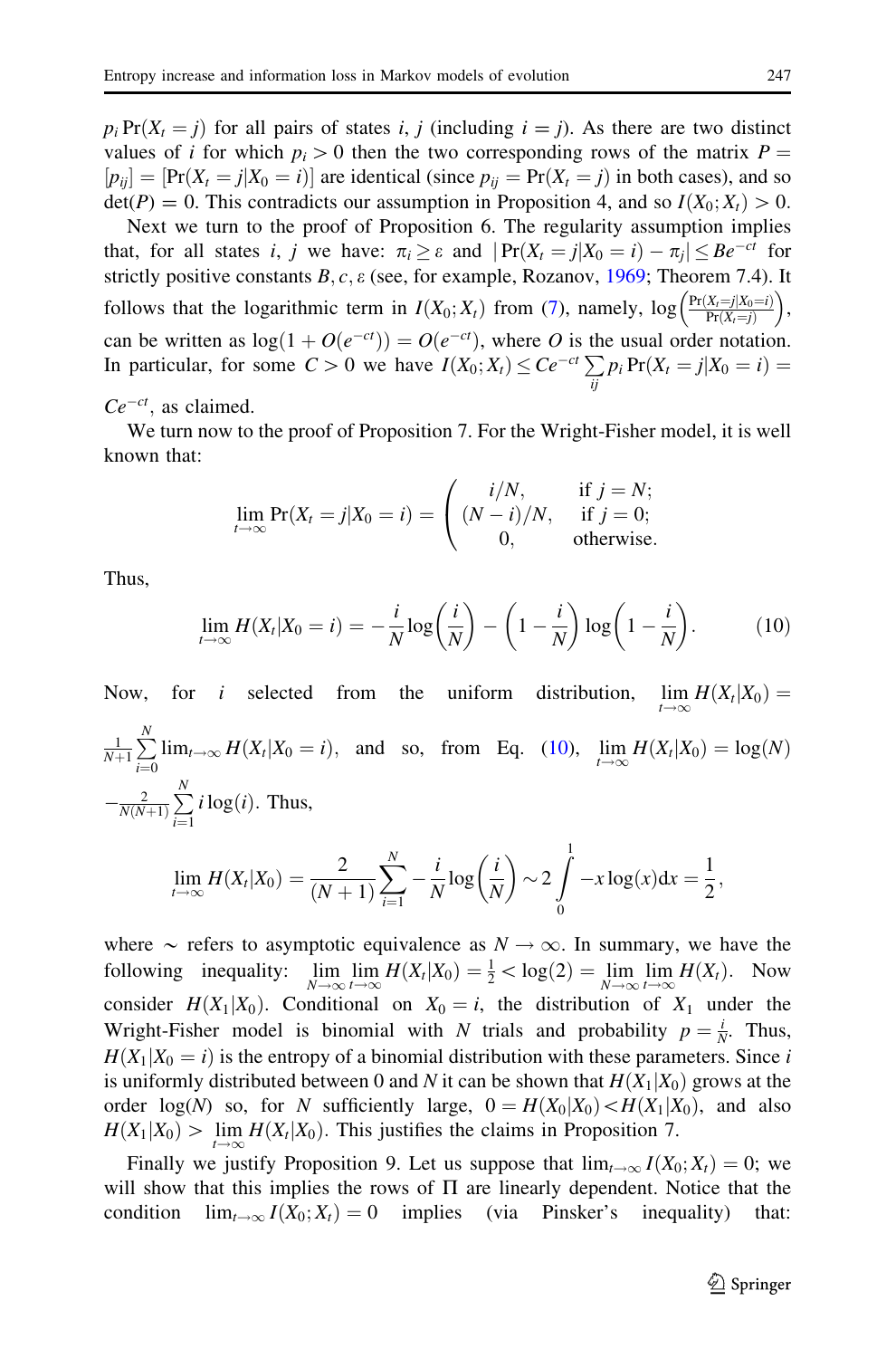$p_i \Pr(X_t = j)$ for all pairs of states $i, j$ (including $i = j$). As there are two distinct values of $i$ for which $p_i > 0$ then the two corresponding rows of the matrix $P = [p_{ij}] = [\Pr(X_t = j|X_0 = i)]$ are identical (since $p_{ij} = \Pr(X_t = j)$ in both cases), and so $\det(P) = 0$. This contradicts our assumption in Proposition 4, and so $I(X_0; X_t) > 0$.

Next we turn to the proof of Proposition 6. The regularity assumption implies that, for all states $i, j$ we have: $\pi_i \geq \varepsilon$ and $|\Pr(X_t = j|X_0 = i) - \pi_j| \leq Be^{-ct}$ for strictly positive constants $B, c, \varepsilon$ (see, for example, Rozanov, 1969; Theorem 7.4). It follows that the logarithmic term in $I(X_0; X_t)$ from (7), namely, $\log\left(\frac{\Pr(X_t=j|X_0=i)}{\Pr(X_t=j)}\right)$, can be written as $\log(1 + O(e^{-ct})) = O(e^{-ct})$, where $O$ is the usual order notation. In particular, for some $C > 0$ we have $I(X_0; X_t) \leq Ce^{-ct} \sum_{ij} p_i \Pr(X_t = j|X_0 = i) = Ce^{-ct}$, as claimed.

We turn now to the proof of Proposition 7. For the Wright-Fisher model, it is well known that:

$$\lim_{t\to\infty} \Pr(X_t = j|X_0 = i) = \begin{pmatrix} i/N, & \text{if } j = N; \\ (N-i)/N, & \text{if } j = 0; \\ 0, & \text{otherwise.} \end{pmatrix}$$

Thus,

$$\lim_{t\to\infty} H(X_t|X_0 = i) = -\frac{i}{N}\log\left(\frac{i}{N}\right) - \left(1 - \frac{i}{N}\right)\log\left(1 - \frac{i}{N}\right). \tag{10}$$

Now, for $i$ selected from the uniform distribution, $\lim_{t\to\infty} H(X_t|X_0) = \frac{1}{N+1}\sum_{i=0}^{N} \lim_{t\to\infty} H(X_t|X_0 = i)$, and so, from Eq. (10), $\lim_{t\to\infty} H(X_t|X_0) = \log(N) - \frac{2}{N(N+1)}\sum_{i=1}^{N} i\log(i)$. Thus,

$$\lim_{t\to\infty} H(X_t|X_0) = \frac{2}{(N+1)}\sum_{i=1}^{N} -\frac{i}{N}\log\left(\frac{i}{N}\right) \sim 2\int_0^1 -x\log(x)\mathrm{d}x = \frac{1}{2},$$

where $\sim$ refers to asymptotic equivalence as $N \to \infty$. In summary, we have the following inequality: $\lim_{N\to\infty}\lim_{t\to\infty} H(X_t|X_0) = \frac{1}{2} < \log(2) = \lim_{N\to\infty}\lim_{t\to\infty} H(X_t)$. Now consider $H(X_1|X_0)$. Conditional on $X_0 = i$, the distribution of $X_1$ under the Wright-Fisher model is binomial with $N$ trials and probability $p = \frac{i}{N}$. Thus, $H(X_1|X_0 = i)$ is the entropy of a binomial distribution with these parameters. Since $i$ is uniformly distributed between 0 and $N$ it can be shown that $H(X_1|X_0)$ grows at the order $\log(N)$ so, for $N$ sufficiently large, $0 = H(X_0|X_0) < H(X_1|X_0)$, and also $H(X_1|X_0) > \lim_{t\to\infty} H(X_t|X_0)$. This justifies the claims in Proposition 7.

Finally we justify Proposition 9. Let us suppose that $\lim_{t\to\infty} I(X_0; X_t) = 0$; we will show that this implies the rows of $\Pi$ are linearly dependent. Notice that the condition $\lim_{t\to\infty} I(X_0; X_t) = 0$ implies (via Pinsker's inequality) that: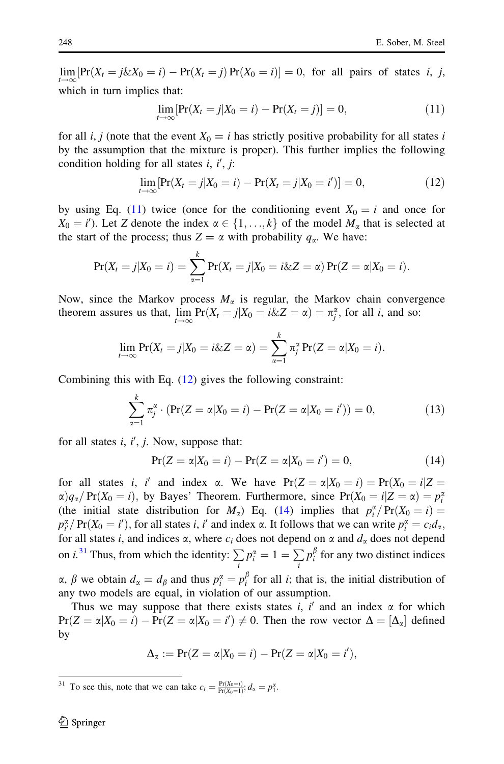$\lim_{t\to\infty}[\Pr(X_t = j \& X_0 = i) - \Pr(X_t = j)\Pr(X_0 = i)] = 0$, for all pairs of states $i$, $j$, which in turn implies that:

$$\lim_{t\to\infty}[\Pr(X_t = j|X_0 = i) - \Pr(X_t = j)] = 0, \tag{11}$$

for all $i, j$ (note that the event $X_0 = i$ has strictly positive probability for all states $i$ by the assumption that the mixture is proper). This further implies the following condition holding for all states $i$, $i'$, $j$:

$$\lim_{t\to\infty}[\Pr(X_t = j|X_0 = i) - \Pr(X_t = j|X_0 = i')] = 0, \tag{12}$$

by using Eq. (11) twice (once for the conditioning event $X_0 = i$ and once for $X_0 = i'$). Let $Z$ denote the index $\alpha \in \{1, \ldots, k\}$ of the model $M_\alpha$ that is selected at the start of the process; thus $Z = \alpha$ with probability $q_\alpha$. We have:

$$\Pr(X_t = j|X_0 = i) = \sum_{\alpha=1}^{k} \Pr(X_t = j|X_0 = i \& Z = \alpha)\Pr(Z = \alpha|X_0 = i).$$

Now, since the Markov process $M_\alpha$ is regular, the Markov chain convergence theorem assures us that, $\lim_{t\to\infty} \Pr(X_t = j|X_0 = i \& Z = \alpha) = \pi_j^\alpha$, for all $i$, and so:

$$\lim_{t\to\infty} \Pr(X_t = j|X_0 = i \& Z = \alpha) = \sum_{\alpha=1}^{k} \pi_j^\alpha \Pr(Z = \alpha|X_0 = i).$$

Combining this with Eq. (12) gives the following constraint:

$$\sum_{\alpha=1}^{k} \pi_j^\alpha \cdot (\Pr(Z = \alpha|X_0 = i) - \Pr(Z = \alpha|X_0 = i')) = 0, \tag{13}$$

for all states $i$, $i'$, $j$. Now, suppose that:

$$\Pr(Z = \alpha|X_0 = i) - \Pr(Z = \alpha|X_0 = i') = 0, \tag{14}$$

for all states $i$, $i'$ and index $\alpha$. We have $\Pr(Z = \alpha|X_0 = i) = \Pr(X_0 = i|Z = \alpha)q_\alpha / \Pr(X_0 = i)$, by Bayes' Theorem. Furthermore, since $\Pr(X_0 = i|Z = \alpha) = p_i^\alpha$ (the initial state distribution for $M_\alpha$) Eq. (14) implies that $p_i^\alpha / \Pr(X_0 = i) = p_{i'}^\alpha / \Pr(X_0 = i')$, for all states $i$, $i'$ and index $\alpha$. It follows that we can write $p_i^\alpha = c_i d_\alpha$, for all states $i$, and indices $\alpha$, where $c_i$ does not depend on $\alpha$ and $d_\alpha$ does not depend on $i$.[31] Thus, from which the identity: $\sum_i p_i^\alpha = 1 = \sum_i p_i^\beta$ for any two distinct indices $\alpha$, $\beta$ we obtain $d_\alpha = d_\beta$ and thus $p_i^\alpha = p_i^\beta$ for all $i$; that is, the initial distribution of any two models are equal, in violation of our assumption.

Thus we may suppose that there exists states $i$, $i'$ and an index $\alpha$ for which $\Pr(Z = \alpha|X_0 = i) - \Pr(Z = \alpha|X_0 = i') \neq 0$. Then the row vector $\Delta = [\Delta_\alpha]$ defined by

$$\Delta_\alpha := \Pr(Z = \alpha|X_0 = i) - \Pr(Z = \alpha|X_0 = i'),$$

---

[31] To see this, note that we can take $c_i = \frac{\Pr(X_0 = i)}{\Pr(X_0 = 1)}$; $d_\alpha = p_1^\alpha$.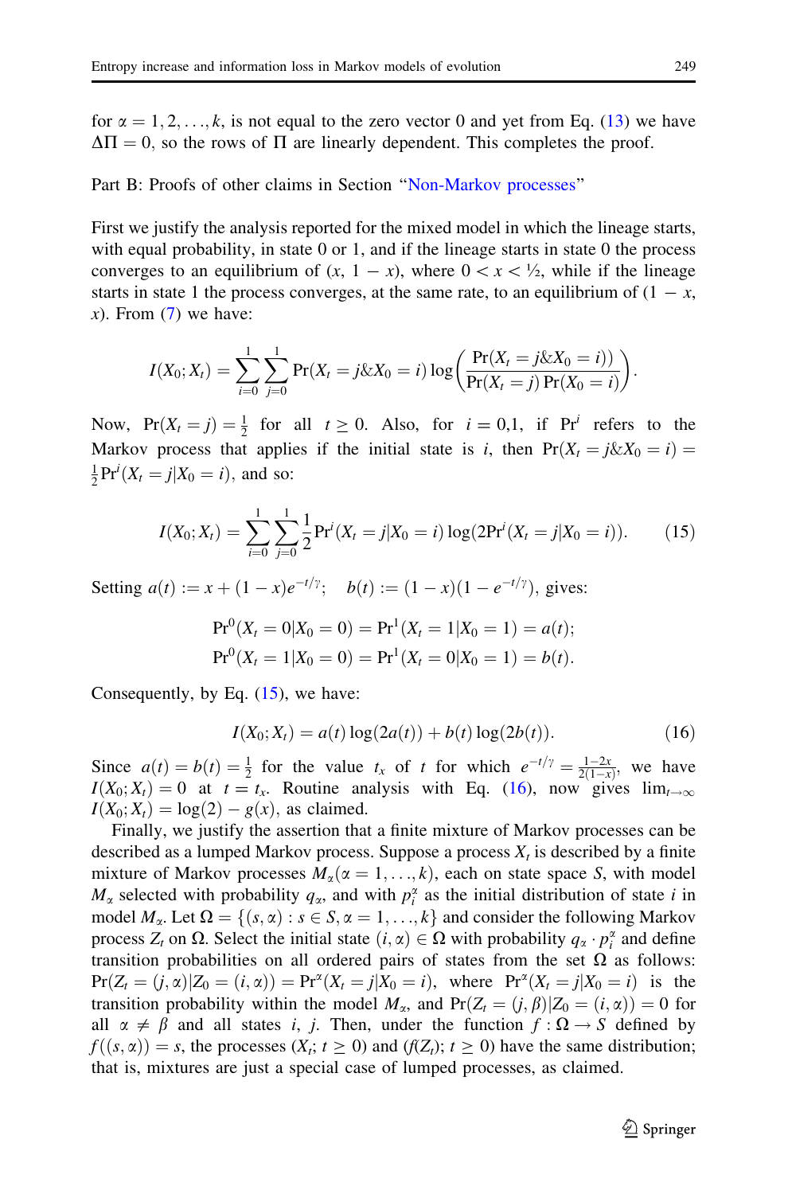for $\alpha = 1, 2, \ldots, k$, is not equal to the zero vector 0 and yet from Eq. (13) we have $\Delta\Pi = 0$, so the rows of $\Pi$ are linearly dependent. This completes the proof.

Part B: Proofs of other claims in Section "Non-Markov processes"

First we justify the analysis reported for the mixed model in which the lineage starts, with equal probability, in state 0 or 1, and if the lineage starts in state 0 the process converges to an equilibrium of $(x, 1-x)$, where $0 < x < \frac{1}{2}$, while if the lineage starts in state 1 the process converges, at the same rate, to an equilibrium of $(1-x, x)$. From (7) we have:

$$I(X_0; X_t) = \sum_{i=0}^{1}\sum_{j=0}^{1} \Pr(X_t = j \& X_0 = i) \log\left(\frac{\Pr(X_t = j \& X_0 = i))}{\Pr(X_t = j)\Pr(X_0 = i)}\right).$$

Now, $\Pr(X_t = j) = \frac{1}{2}$ for all $t \geq 0$. Also, for $i = 0,1$, if $\Pr^i$ refers to the Markov process that applies if the initial state is $i$, then $\Pr(X_t = j \& X_0 = i) = \frac{1}{2}\Pr^i(X_t = j | X_0 = i)$, and so:

$$I(X_0; X_t) = \sum_{i=0}^{1}\sum_{j=0}^{1} \frac{1}{2}\Pr^i(X_t = j | X_0 = i)\log(2\Pr^i(X_t = j | X_0 = i)). \tag{15}$$

Setting $a(t) := x + (1-x)e^{-t/\gamma}$; $\quad b(t) := (1-x)(1-e^{-t/\gamma})$, gives:

$$\Pr^0(X_t = 0 | X_0 = 0) = \Pr^1(X_t = 1 | X_0 = 1) = a(t);$$
$$\Pr^0(X_t = 1 | X_0 = 0) = \Pr^1(X_t = 0 | X_0 = 1) = b(t).$$

Consequently, by Eq. (15), we have:

$$I(X_0; X_t) = a(t)\log(2a(t)) + b(t)\log(2b(t)). \tag{16}$$

Since $a(t) = b(t) = \frac{1}{2}$ for the value $t_x$ of $t$ for which $e^{-t/\gamma} = \frac{1-2x}{2(1-x)}$, we have $I(X_0; X_t) = 0$ at $t = t_x$. Routine analysis with Eq. (16), now gives $\lim_{t\to\infty} I(X_0; X_t) = \log(2) - g(x)$, as claimed.

Finally, we justify the assertion that a finite mixture of Markov processes can be described as a lumped Markov process. Suppose a process $X_t$ is described by a finite mixture of Markov processes $M_\alpha (\alpha = 1, \ldots, k)$, each on state space $S$, with model $M_\alpha$ selected with probability $q_\alpha$, and with $p_i^\alpha$ as the initial distribution of state $i$ in model $M_\alpha$. Let $\Omega = \{(s, \alpha) : s \in S, \alpha = 1, \ldots, k\}$ and consider the following Markov process $Z_t$ on $\Omega$. Select the initial state $(i, \alpha) \in \Omega$ with probability $q_\alpha \cdot p_i^\alpha$ and define transition probabilities on all ordered pairs of states from the set $\Omega$ as follows: $\Pr(Z_t = (j, \alpha) | Z_0 = (i, \alpha)) = \Pr^\alpha(X_t = j | X_0 = i)$, where $\Pr^\alpha(X_t = j | X_0 = i)$ is the transition probability within the model $M_\alpha$, and $\Pr(Z_t = (j, \beta) | Z_0 = (i, \alpha)) = 0$ for all $\alpha \neq \beta$ and all states $i$, $j$. Then, under the function $f : \Omega \to S$ defined by $f((s, \alpha)) = s$, the processes $(X_t; t \geq 0)$ and $(f(Z_t); t \geq 0)$ have the same distribution; that is, mixtures are just a special case of lumped processes, as claimed.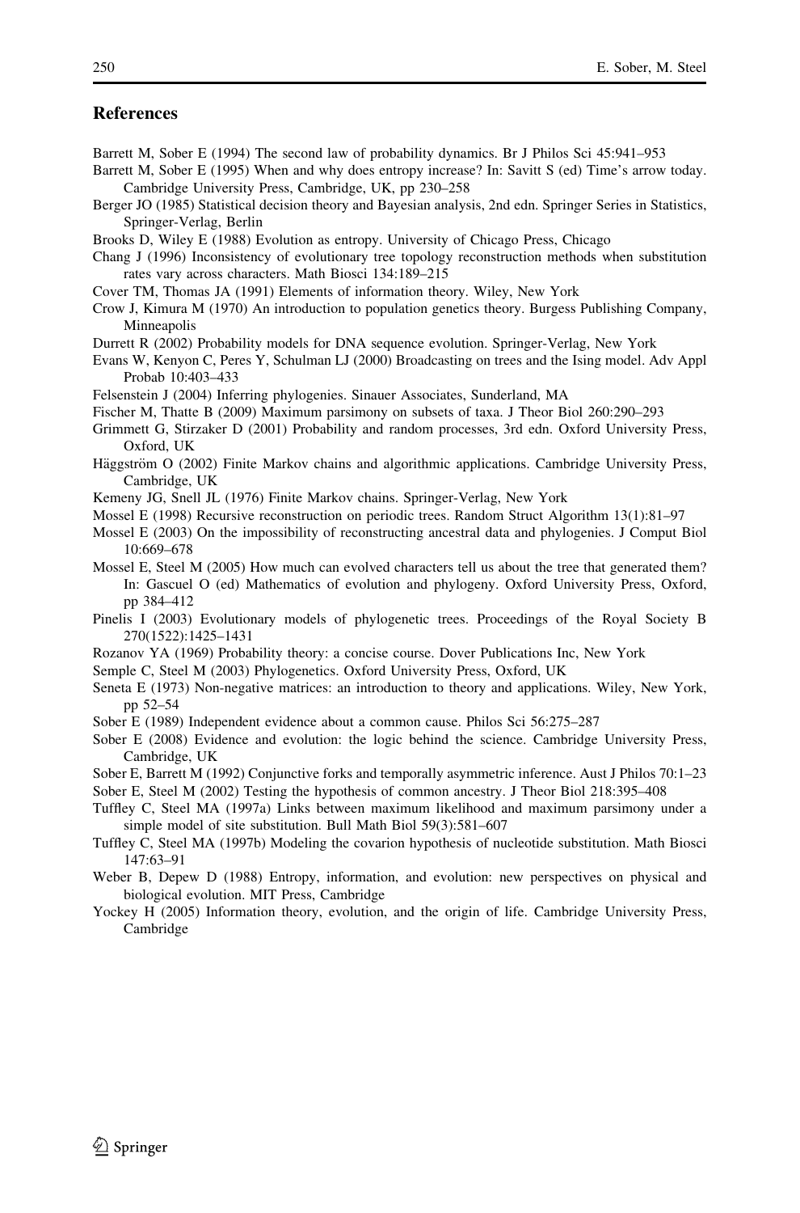## References

Barrett M, Sober E (1994) The second law of probability dynamics. Br J Philos Sci 45:941–953

Barrett M, Sober E (1995) When and why does entropy increase? In: Savitt S (ed) Time's arrow today. Cambridge University Press, Cambridge, UK, pp 230–258

Berger JO (1985) Statistical decision theory and Bayesian analysis, 2nd edn. Springer Series in Statistics, Springer-Verlag, Berlin

Brooks D, Wiley E (1988) Evolution as entropy. University of Chicago Press, Chicago

Chang J (1996) Inconsistency of evolutionary tree topology reconstruction methods when substitution rates vary across characters. Math Biosci 134:189–215

Cover TM, Thomas JA (1991) Elements of information theory. Wiley, New York

Crow J, Kimura M (1970) An introduction to population genetics theory. Burgess Publishing Company, Minneapolis

Durrett R (2002) Probability models for DNA sequence evolution. Springer-Verlag, New York

Evans W, Kenyon C, Peres Y, Schulman LJ (2000) Broadcasting on trees and the Ising model. Adv Appl Probab 10:403–433

Felsenstein J (2004) Inferring phylogenies. Sinauer Associates, Sunderland, MA

Fischer M, Thatte B (2009) Maximum parsimony on subsets of taxa. J Theor Biol 260:290–293

Grimmett G, Stirzaker D (2001) Probability and random processes, 3rd edn. Oxford University Press, Oxford, UK

Häggström O (2002) Finite Markov chains and algorithmic applications. Cambridge University Press, Cambridge, UK

Kemeny JG, Snell JL (1976) Finite Markov chains. Springer-Verlag, New York

Mossel E (1998) Recursive reconstruction on periodic trees. Random Struct Algorithm 13(1):81–97

Mossel E (2003) On the impossibility of reconstructing ancestral data and phylogenies. J Comput Biol 10:669–678

Mossel E, Steel M (2005) How much can evolved characters tell us about the tree that generated them? In: Gascuel O (ed) Mathematics of evolution and phylogeny. Oxford University Press, Oxford, pp 384–412

Pinelis I (2003) Evolutionary models of phylogenetic trees. Proceedings of the Royal Society B 270(1522):1425–1431

Rozanov YA (1969) Probability theory: a concise course. Dover Publications Inc, New York

Semple C, Steel M (2003) Phylogenetics. Oxford University Press, Oxford, UK

Seneta E (1973) Non-negative matrices: an introduction to theory and applications. Wiley, New York, pp 52–54

Sober E (1989) Independent evidence about a common cause. Philos Sci 56:275–287

Sober E (2008) Evidence and evolution: the logic behind the science. Cambridge University Press, Cambridge, UK

Sober E, Barrett M (1992) Conjunctive forks and temporally asymmetric inference. Aust J Philos 70:1–23

Sober E, Steel M (2002) Testing the hypothesis of common ancestry. J Theor Biol 218:395–408

Tuffley C, Steel MA (1997a) Links between maximum likelihood and maximum parsimony under a simple model of site substitution. Bull Math Biol 59(3):581–607

Tuffley C, Steel MA (1997b) Modeling the covarion hypothesis of nucleotide substitution. Math Biosci 147:63–91

Weber B, Depew D (1988) Entropy, information, and evolution: new perspectives on physical and biological evolution. MIT Press, Cambridge

Yockey H (2005) Information theory, evolution, and the origin of life. Cambridge University Press, Cambridge